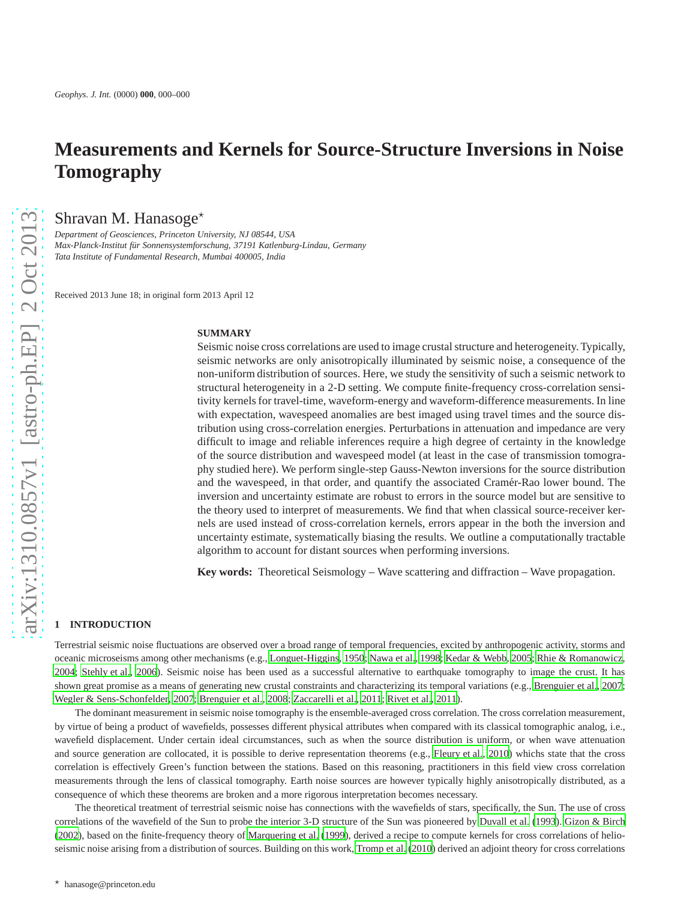# Measurements and Kernels for Source-Structure Inversions in Noise Tomography

Shravan M. Hanasoge[⋆]

*Department of Geosciences, Princeton University, NJ 08544, USA*
*Max-Planck-Institut für Sonnensystemforschung, 37191 Katlenburg-Lindau, Germany*
*Tata Institute of Fundamental Research, Mumbai 400005, India*

Received 2013 June 18; in original form 2013 April 12

## SUMMARY

Seismic noise cross correlations are used to image crustal structure and heterogeneity. Typically, seismic networks are only anisotropically illuminated by seismic noise, a consequence of the non-uniform distribution of sources. Here, we study the sensitivity of such a seismic network to structural heterogeneity in a 2-D setting. We compute finite-frequency cross-correlation sensitivity kernels for travel-time, waveform-energy and waveform-difference measurements. In line with expectation, wavespeed anomalies are best imaged using travel times and the source distribution using cross-correlation energies. Perturbations in attenuation and impedance are very difficult to image and reliable inferences require a high degree of certainty in the knowledge of the source distribution and wavespeed model (at least in the case of transmission tomography studied here). We perform single-step Gauss-Newton inversions for the source distribution and the wavespeed, in that order, and quantify the associated Cramér-Rao lower bound. The inversion and uncertainty estimate are robust to errors in the source model but are sensitive to the theory used to interpret of measurements. We find that when classical source-receiver kernels are used instead of cross-correlation kernels, errors appear in the both the inversion and uncertainty estimate, systematically biasing the results. We outline a computationally tractable algorithm to account for distant sources when performing inversions.

**Key words:** Theoretical Seismology – Wave scattering and diffraction – Wave propagation.

## 1 INTRODUCTION

Terrestrial seismic noise fluctuations are observed over a broad range of temporal frequencies, excited by anthropogenic activity, storms and oceanic microseisms among other mechanisms (e.g., Longuet-Higgins, 1950; Nawa et al., 1998; Kedar & Webb, 2005; Rhie & Romanowicz, 2004; Stehly et al., 2006). Seismic noise has been used as a successful alternative to earthquake tomography to image the crust. It has shown great promise as a means of generating new crustal constraints and characterizing its temporal variations (e.g., Brenguier et al., 2007; Wegler & Sens-Schonfelder, 2007; Brenguier et al., 2008; Zaccarelli et al., 2011; Rivet et al., 2011).

The dominant measurement in seismic noise tomography is the ensemble-averaged cross correlation. The cross correlation measurement, by virtue of being a product of wavefields, possesses different physical attributes when compared with its classical tomographic analog, i.e., wavefield displacement. Under certain ideal circumstances, such as when the source distribution is uniform, or when wave attenuation and source generation are collocated, it is possible to derive representation theorems (e.g., Fleury et al., 2010) whichs state that the cross correlation is effectively Green's function between the stations. Based on this reasoning, practitioners in this field view cross correlation measurements through the lens of classical tomography. Earth noise sources are however typically highly anisotropically distributed, as a consequence of which these theorems are broken and a more rigorous interpretation becomes necessary.

The theoretical treatment of terrestrial seismic noise has connections with the wavefields of stars, specifically, the Sun. The use of cross correlations of the wavefield of the Sun to probe the interior 3-D structure of the Sun was pioneered by Duvall et al. (1993). Gizon & Birch (2002), based on the finite-frequency theory of Marquering et al. (1999), derived a recipe to compute kernels for cross correlations of helioseismic noise arising from a distribution of sources. Building on this work, Tromp et al. (2010) derived an adjoint theory for cross correlations

[⋆] hanasoge@princeton.edu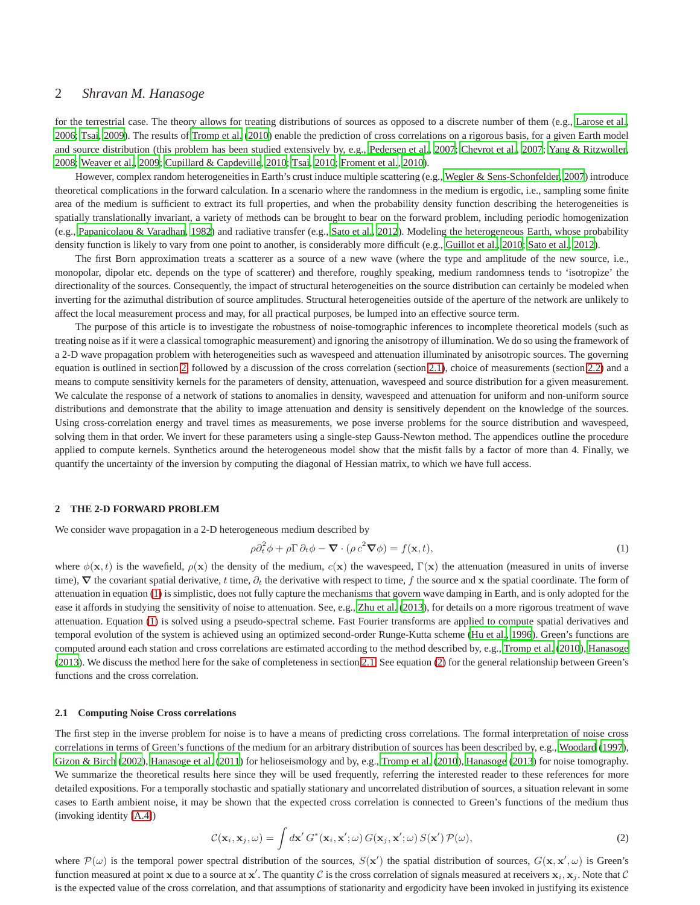for the terrestrial case. The theory allows for treating distributions of sources as opposed to a discrete number of them (e.g., Larose et al. 2006; Tsai, 2009). The results of Tromp et al. (2010) enable the prediction of cross correlations on a rigorous basis, for a given Earth model and source distribution (this problem has been studied extensively by, e.g., Pedersen et al., 2007; Chevrot et al., 2007; Yang & Ritzwoller, 2008; Weaver et al., 2009; Cupillard & Capdeville, 2010; Tsai, 2010; Froment et al., 2010).

However, complex random heterogeneities in Earth's crust induce multiple scattering (e.g., Wegler & Sens-Schonfelder, 2007) introduce theoretical complications in the forward calculation. In a scenario where the randomness in the medium is ergodic, i.e., sampling some finite area of the medium is sufficient to extract its full properties, and when the probability density function describing the heterogeneities is spatially translationally invariant, a variety of methods can be brought to bear on the forward problem, including periodic homogenization (e.g., Papanicolaou & Varadhan, 1982) and radiative transfer (e.g., Sato et al., 2012). Modeling the heterogeneous Earth, whose probability density function is likely to vary from one point to another, is considerably more difficult (e.g., Guillot et al., 2010; Sato et al., 2012).

The first Born approximation treats a scatterer as a source of a new wave (where the type and amplitude of the new source, i.e., monopolar, dipolar etc. depends on the type of scatterer) and therefore, roughly speaking, medium randomness tends to 'isotropize' the directionality of the sources. Consequently, the impact of structural heterogeneities on the source distribution can certainly be modeled when inverting for the azimuthal distribution of source amplitudes. Structural heterogeneities outside of the aperture of the network are unlikely to affect the local measurement process and may, for all practical purposes, be lumped into an effective source term.

The purpose of this article is to investigate the robustness of noise-tomographic inferences to incomplete theoretical models (such as treating noise as if it were a classical tomographic measurement) and ignoring the anisotropy of illumination. We do so using the framework of a 2-D wave propagation problem with heterogeneities such as wavespeed and attenuation illuminated by anisotropic sources. The governing equation is outlined in section 2, followed by a discussion of the cross correlation (section 2.1), choice of measurements (section 2.2) and a means to compute sensitivity kernels for the parameters of density, attenuation, wavespeed and source distribution for a given measurement. We calculate the response of a network of stations to anomalies in density, wavespeed and attenuation for uniform and non-uniform source distributions and demonstrate that the ability to image attenuation and density is sensitively dependent on the knowledge of the sources. Using cross-correlation energy and travel times as measurements, we pose inverse problems for the source distribution and wavespeed, solving them in that order. We invert for these parameters using a single-step Gauss-Newton method. The appendices outline the procedure applied to compute kernels. Synthetics around the heterogeneous model show that the misfit falls by a factor of more than 4. Finally, we quantify the uncertainty of the inversion by computing the diagonal of Hessian matrix, to which we have full access.

## 2 THE 2-D FORWARD PROBLEM

We consider wave propagation in a 2-D heterogeneous medium described by

$$\rho\partial_t^2\phi + \rho\Gamma\,\partial_t\phi - \boldsymbol{\nabla}\cdot(\rho\,c^2\boldsymbol{\nabla}\phi) = f(\mathbf{x},t), \tag{1}$$

where $\phi(\mathbf{x},t)$ is the wavefield, $\rho(\mathbf{x})$ the density of the medium, $c(\mathbf{x})$ the wavespeed, $\Gamma(\mathbf{x})$ the attenuation (measured in units of inverse time), $\boldsymbol{\nabla}$ the covariant spatial derivative, $t$ time, $\partial_t$ the derivative with respect to time, $f$ the source and $\mathbf{x}$ the spatial coordinate. The form of attenuation in equation (1) is simplistic, does not fully capture the mechanisms that govern wave damping in Earth, and is only adopted for the ease it affords in studying the sensitivity of noise to attenuation. See, e.g., Zhu et al. (2013), for details on a more rigorous treatment of wave attenuation. Equation (1) is solved using a pseudo-spectral scheme. Fast Fourier transforms are applied to compute spatial derivatives and temporal evolution of the system is achieved using an optimized second-order Runge-Kutta scheme (Hu et al., 1996). Green's functions are computed around each station and cross correlations are estimated according to the method described by, e.g., Tromp et al. (2010), Hanasoge (2013). We discuss the method here for the sake of completeness in section 2.1. See equation (2) for the general relationship between Green's functions and the cross correlation.

### 2.1 Computing Noise Cross correlations

The first step in the inverse problem for noise is to have a means of predicting cross correlations. The formal interpretation of noise cross correlations in terms of Green's functions of the medium for an arbitrary distribution of sources has been described by, e.g., Woodard (1997), Gizon & Birch (2002), Hanasoge et al. (2011) for helioseismology and by, e.g., Tromp et al. (2010), Hanasoge (2013) for noise tomography. We summarize the theoretical results here since they will be used frequently, referring the interested reader to these references for more detailed expositions. For a temporally stochastic and spatially stationary and uncorrelated distribution of sources, a situation relevant in some cases to Earth ambient noise, it may be shown that the expected cross correlation is connected to Green's functions of the medium thus (invoking identity (A.4))

$$\mathcal{C}(\mathbf{x}_i,\mathbf{x}_j,\omega) = \int d\mathbf{x}'\,G^*(\mathbf{x}_i,\mathbf{x}';\omega)\,G(\mathbf{x}_j,\mathbf{x}';\omega)\,S(\mathbf{x}')\,\mathcal{P}(\omega), \tag{2}$$

where $\mathcal{P}(\omega)$ is the temporal power spectral distribution of the sources, $S(\mathbf{x}')$ the spatial distribution of sources, $G(\mathbf{x},\mathbf{x}',\omega)$ is Green's function measured at point $\mathbf{x}$ due to a source at $\mathbf{x}'$. The quantity $\mathcal{C}$ is the cross correlation of signals measured at receivers $\mathbf{x}_i, \mathbf{x}_j$. Note that $\mathcal{C}$ is the expected value of the cross correlation, and that assumptions of stationarity and ergodicity have been invoked in justifying its existence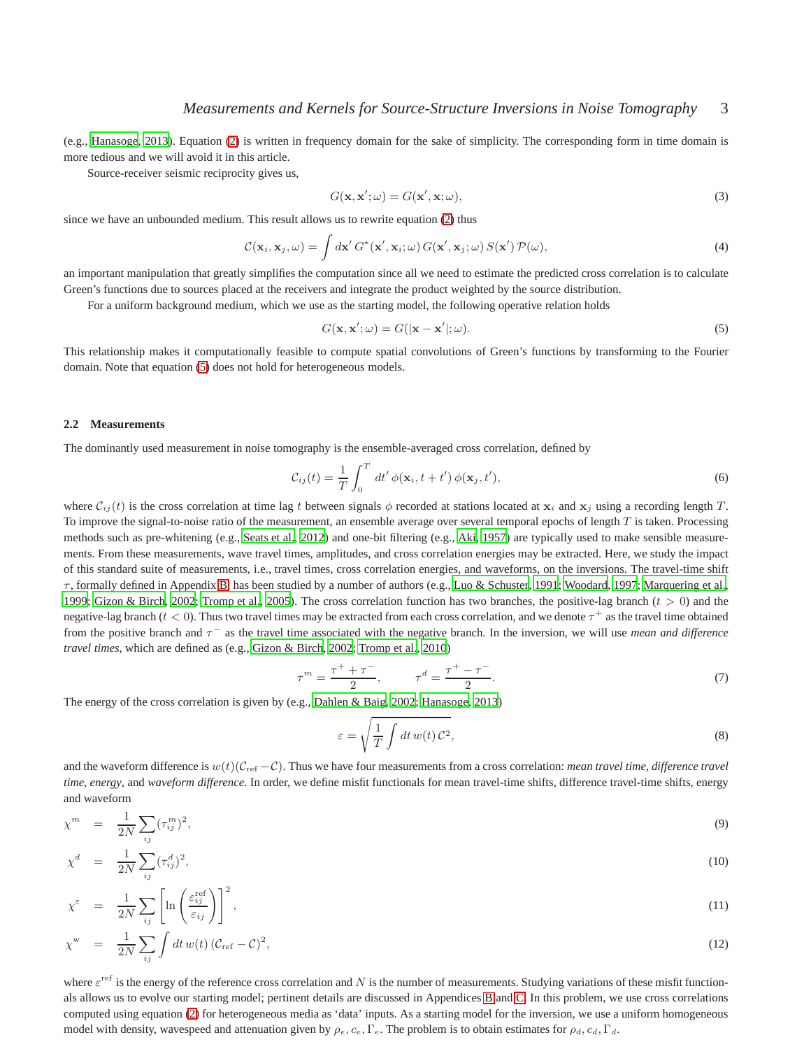(e.g., Hanasoge, 2013). Equation (2) is written in frequency domain for the sake of simplicity. The corresponding form in time domain is more tedious and we will avoid it in this article.

Source-receiver seismic reciprocity gives us,

$$G(\mathbf{x}, \mathbf{x}'; \omega) = G(\mathbf{x}', \mathbf{x}; \omega), \tag{3}$$

since we have an unbounded medium. This result allows us to rewrite equation (2) thus

$$\mathcal{C}(\mathbf{x}_i, \mathbf{x}_j, \omega) = \int d\mathbf{x}'\, G^*(\mathbf{x}', \mathbf{x}_i; \omega)\, G(\mathbf{x}', \mathbf{x}_j; \omega)\, S(\mathbf{x}')\, \mathcal{P}(\omega), \tag{4}$$

an important manipulation that greatly simplifies the computation since all we need to estimate the predicted cross correlation is to calculate Green's functions due to sources placed at the receivers and integrate the product weighted by the source distribution.

For a uniform background medium, which we use as the starting model, the following operative relation holds

$$G(\mathbf{x}, \mathbf{x}'; \omega) = G(|\mathbf{x} - \mathbf{x}'|; \omega). \tag{5}$$

This relationship makes it computationally feasible to compute spatial convolutions of Green's functions by transforming to the Fourier domain. Note that equation (5) does not hold for heterogeneous models.

### 2.2 Measurements

The dominantly used measurement in noise tomography is the ensemble-averaged cross correlation, defined by

$$\mathcal{C}_{ij}(t) = \frac{1}{T}\int_0^T dt'\, \phi(\mathbf{x}_i, t + t')\, \phi(\mathbf{x}_j, t'), \tag{6}$$

where $\mathcal{C}_{ij}(t)$ is the cross correlation at time lag $t$ between signals $\phi$ recorded at stations located at $\mathbf{x}_i$ and $\mathbf{x}_j$ using a recording length $T$. To improve the signal-to-noise ratio of the measurement, an ensemble average over several temporal epochs of length $T$ is taken. Processing methods such as pre-whitening (e.g., Seats et al., 2012) and one-bit filtering (e.g., Aki, 1957) are typically used to make sensible measurements. From these measurements, wave travel times, amplitudes, and cross correlation energies may be extracted. Here, we study the impact of this standard suite of measurements, i.e., travel times, cross correlation energies, and waveforms, on the inversions. The travel-time shift $\tau$, formally defined in Appendix B, has been studied by a number of authors (e.g., Luo & Schuster, 1991; Woodard, 1997; Marquering et al., 1999; Gizon & Birch, 2002; Tromp et al., 2005). The cross correlation function has two branches, the positive-lag branch ($t > 0$) and the negative-lag branch ($t < 0$). Thus two travel times may be extracted from each cross correlation, and we denote $\tau^+$ as the travel time obtained from the positive branch and $\tau^-$ as the travel time associated with the negative branch. In the inversion, we will use *mean and difference travel times*, which are defined as (e.g., Gizon & Birch, 2002; Tromp et al., 2010)

$$\tau^m = \frac{\tau^+ + \tau^-}{2}, \qquad \tau^d = \frac{\tau^+ - \tau^-}{2}. \tag{7}$$

The energy of the cross correlation is given by (e.g., Dahlen & Baig, 2002; Hanasoge, 2013)

$$\varepsilon = \sqrt{\frac{1}{T}\int dt\, w(t)\, \mathcal{C}^2}, \tag{8}$$

and the waveform difference is $w(t)(\mathcal{C}_{\rm ref} - \mathcal{C})$. Thus we have four measurements from a cross correlation: *mean travel time, difference travel time, energy,* and *waveform difference*. In order, we define misfit functionals for mean travel-time shifts, difference travel-time shifts, energy and waveform

$$\chi^m = \frac{1}{2N}\sum_{ij}(\tau^m_{ij})^2, \tag{9}$$

$$\chi^d = \frac{1}{2N}\sum_{ij}(\tau^d_{ij})^2, \tag{10}$$

$$\chi^\varepsilon = \frac{1}{2N}\sum_{ij}\left[\ln\left(\frac{\varepsilon^{\rm ref}_{ij}}{\varepsilon_{ij}}\right)\right]^2, \tag{11}$$

$$\chi^{\rm w} = \frac{1}{2N}\sum_{ij}\int dt\, w(t)\, (\mathcal{C}_{\rm ref} - \mathcal{C})^2, \tag{12}$$

where $\varepsilon^{\rm ref}$ is the energy of the reference cross correlation and $N$ is the number of measurements. Studying variations of these misfit functionals allows us to evolve our starting model; pertinent details are discussed in Appendices B and C. In this problem, we use cross correlations computed using equation (2) for heterogeneous media as 'data' inputs. As a starting model for the inversion, we use a uniform homogeneous model with density, wavespeed and attenuation given by $\rho_e, c_e, \Gamma_e$. The problem is to obtain estimates for $\rho_d, c_d, \Gamma_d$.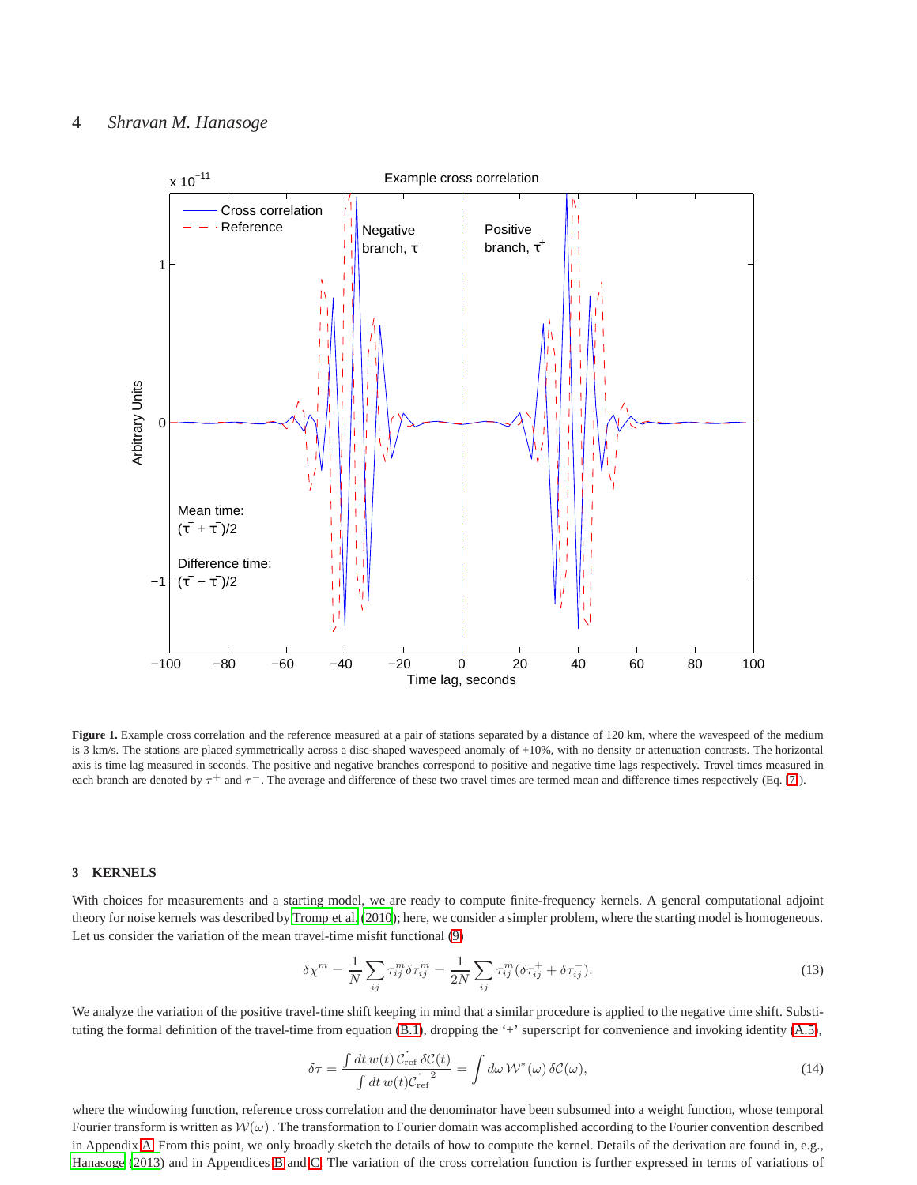**Figure 1.** Example cross correlation and the reference measured at a pair of stations separated by a distance of 120 km, where the wavespeed of the medium is 3 km/s. The stations are placed symmetrically across a disc-shaped wavespeed anomaly of +10%, with no density or attenuation contrasts. The horizontal axis is time lag measured in seconds. The positive and negative branches correspond to positive and negative time lags respectively. Travel times measured in each branch are denoted by $\tau^+$ and $\tau^-$. The average and difference of these two travel times are termed mean and difference times respectively (Eq. 7).

## 3 KERNELS

With choices for measurements and a starting model, we are ready to compute finite-frequency kernels. A general computational adjoint theory for noise kernels was described by Tromp et al. (2010); here, we consider a simpler problem, where the starting model is homogeneous. Let us consider the variation of the mean travel-time misfit functional (9)

$$\delta\chi^m = \frac{1}{N}\sum_{ij} \tau_{ij}^m \delta\tau_{ij}^m = \frac{1}{2N}\sum_{ij} \tau_{ij}^m (\delta\tau_{ij}^+ + \delta\tau_{ij}^-). \tag{13}$$

We analyze the variation of the positive travel-time shift keeping in mind that a similar procedure is applied to the negative time shift. Substituting the formal definition of the travel-time from equation (B.1), dropping the '+' superscript for convenience and invoking identity (A.5),

$$\delta\tau = \frac{\int dt\, w(t)\, \dot{\mathcal{C}}_{\rm ref}\, \delta\mathcal{C}(t)}{\int dt\, w(t) \dot{\mathcal{C}}_{\rm ref}^2} = \int d\omega\, \mathcal{W}^*(\omega)\, \delta\mathcal{C}(\omega), \tag{14}$$

where the windowing function, reference cross correlation and the denominator have been subsumed into a weight function, whose temporal Fourier transform is written as $\mathcal{W}(\omega)$ . The transformation to Fourier domain was accomplished according to the Fourier convention described in Appendix A. From this point, we only broadly sketch the details of how to compute the kernel. Details of the derivation are found in, e.g., Hanasoge (2013) and in Appendices B and C. The variation of the cross correlation function is further expressed in terms of variations of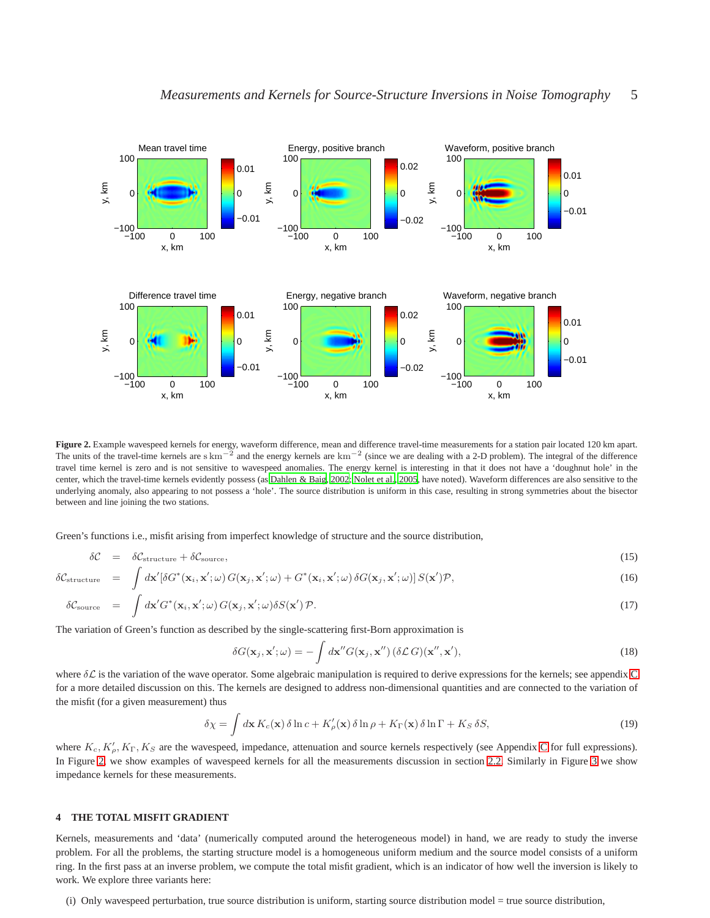**Figure 2.** Example wavespeed kernels for energy, waveform difference, mean and difference travel-time measurements for a station pair located 120 km apart. The units of the travel-time kernels are $\mathrm{s\,km^{-2}}$ and the energy kernels are $\mathrm{km^{-2}}$ (since we are dealing with a 2-D problem). The integral of the difference travel time kernel is zero and is not sensitive to wavespeed anomalies. The energy kernel is interesting in that it does not have a 'doughnut hole' in the center, which the travel-time kernels evidently possess (as Dahlen & Baig, 2002; Nolet et al., 2005, have noted). Waveform differences are also sensitive to the underlying anomaly, also appearing to not possess a 'hole'. The source distribution is uniform in this case, resulting in strong symmetries about the bisector between and line joining the two stations.

Green's functions i.e., misfit arising from imperfect knowledge of structure and the source distribution,

$$\delta\mathcal{C} = \delta\mathcal{C}_{\mathrm{structure}} + \delta\mathcal{C}_{\mathrm{source}}, \tag{15}$$

$$\delta\mathcal{C}_{\mathrm{structure}} = \int d\mathbf{x}' [\delta G^*(\mathbf{x}_i, \mathbf{x}'; \omega)\, G(\mathbf{x}_j, \mathbf{x}'; \omega) + G^*(\mathbf{x}_i, \mathbf{x}'; \omega)\, \delta G(\mathbf{x}_j, \mathbf{x}'; \omega)]\, S(\mathbf{x}')\mathcal{P}, \tag{16}$$

$$\delta\mathcal{C}_{\mathrm{source}} = \int d\mathbf{x}' G^*(\mathbf{x}_i, \mathbf{x}'; \omega)\, G(\mathbf{x}_j, \mathbf{x}'; \omega)\delta S(\mathbf{x}')\, \mathcal{P}. \tag{17}$$

The variation of Green's function as described by the single-scattering first-Born approximation is

$$\delta G(\mathbf{x}_j, \mathbf{x}'; \omega) = -\int d\mathbf{x}''\, G(\mathbf{x}_j, \mathbf{x}'')\, (\delta\mathcal{L}\, G)(\mathbf{x}'', \mathbf{x}'), \tag{18}$$

where $\delta\mathcal{L}$ is the variation of the wave operator. Some algebraic manipulation is required to derive expressions for the kernels; see appendix C for a more detailed discussion on this. The kernels are designed to address non-dimensional quantities and are connected to the variation of the misfit (for a given measurement) thus

$$\delta\chi = \int d\mathbf{x}\, K_c(\mathbf{x})\, \delta\ln c + K'_\rho(\mathbf{x})\, \delta\ln\rho + K_\Gamma(\mathbf{x})\, \delta\ln\Gamma + K_S\, \delta S, \tag{19}$$

where $K_c, K'_\rho, K_\Gamma, K_S$ are the wavespeed, impedance, attenuation and source kernels respectively (see Appendix C for full expressions). In Figure 2, we show examples of wavespeed kernels for all the measurements discussion in section 2.2. Similarly in Figure 3 we show impedance kernels for these measurements.

## 4 THE TOTAL MISFIT GRADIENT

Kernels, measurements and 'data' (numerically computed around the heterogeneous model) in hand, we are ready to study the inverse problem. For all the problems, the starting structure model is a homogeneous uniform medium and the source model consists of a uniform ring. In the first pass at an inverse problem, we compute the total misfit gradient, which is an indicator of how well the inversion is likely to work. We explore three variants here:

(i) Only wavespeed perturbation, true source distribution is uniform, starting source distribution model = true source distribution,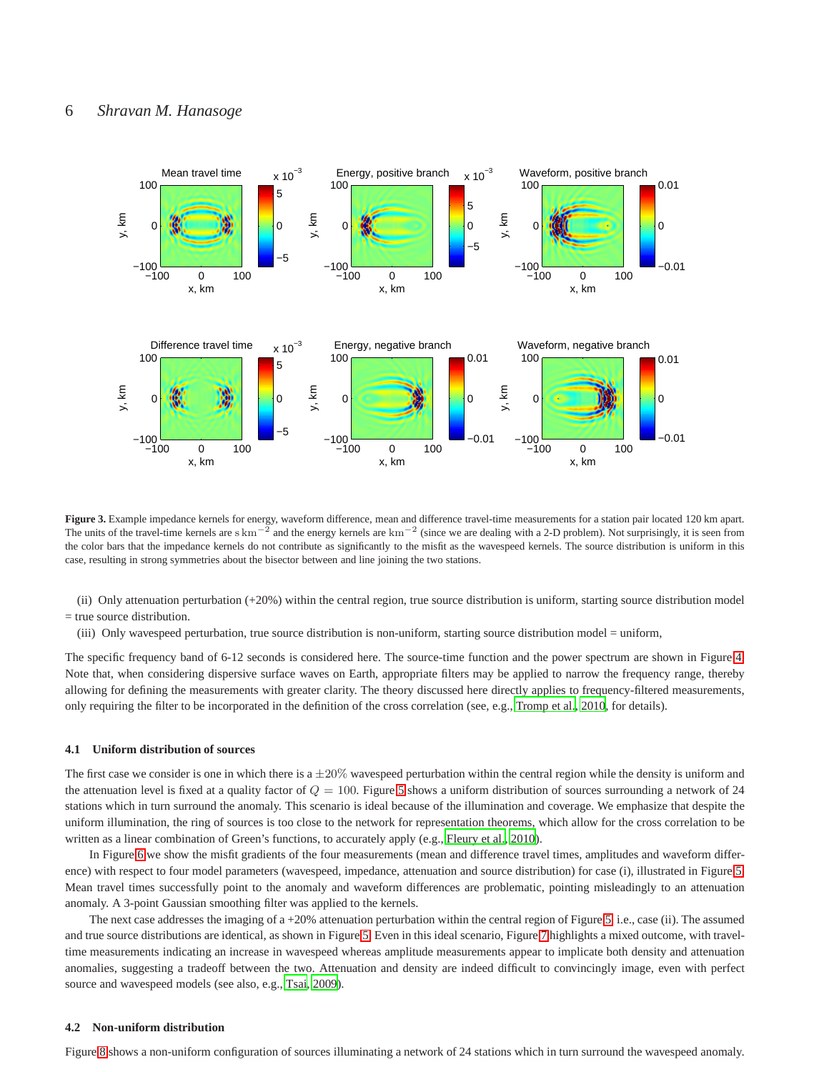**Figure 3.** Example impedance kernels for energy, waveform difference, mean and difference travel-time measurements for a station pair located 120 km apart. The units of the travel-time kernels are $\mathrm{s\,km^{-2}}$ and the energy kernels are $\mathrm{km^{-2}}$ (since we are dealing with a 2-D problem). Not surprisingly, it is seen from the color bars that the impedance kernels do not contribute as significantly to the misfit as the wavespeed kernels. The source distribution is uniform in this case, resulting in strong symmetries about the bisector between and line joining the two stations.

(ii) Only attenuation perturbation (+20%) within the central region, true source distribution is uniform, starting source distribution model = true source distribution.

(iii) Only wavespeed perturbation, true source distribution is non-uniform, starting source distribution model = uniform,

The specific frequency band of 6-12 seconds is considered here. The source-time function and the power spectrum are shown in Figure 4. Note that, when considering dispersive surface waves on Earth, appropriate filters may be applied to narrow the frequency range, thereby allowing for defining the measurements with greater clarity. The theory discussed here directly applies to frequency-filtered measurements, only requiring the filter to be incorporated in the definition of the cross correlation (see, e.g., Tromp et al., 2010, for details).

### 4.1 Uniform distribution of sources

The first case we consider is one in which there is a $\pm 20\%$ wavespeed perturbation within the central region while the density is uniform and the attenuation level is fixed at a quality factor of $Q = 100$. Figure 5 shows a uniform distribution of sources surrounding a network of 24 stations which in turn surround the anomaly. This scenario is ideal because of the illumination and coverage. We emphasize that despite the uniform illumination, the ring of sources is too close to the network for representation theorems, which allow for the cross correlation to be written as a linear combination of Green's functions, to accurately apply (e.g., Fleury et al., 2010).

In Figure 6 we show the misfit gradients of the four measurements (mean and difference travel times, amplitudes and waveform difference) with respect to four model parameters (wavespeed, impedance, attenuation and source distribution) for case (i), illustrated in Figure 5. Mean travel times successfully point to the anomaly and waveform differences are problematic, pointing misleadingly to an attenuation anomaly. A 3-point Gaussian smoothing filter was applied to the kernels.

The next case addresses the imaging of a +20% attenuation perturbation within the central region of Figure 5, i.e., case (ii). The assumed and true source distributions are identical, as shown in Figure 5. Even in this ideal scenario, Figure 7 highlights a mixed outcome, with travel-time measurements indicating an increase in wavespeed whereas amplitude measurements appear to implicate both density and attenuation anomalies, suggesting a tradeoff between the two. Attenuation and density are indeed difficult to convincingly image, even with perfect source and wavespeed models (see also, e.g., Tsai, 2009).

### 4.2 Non-uniform distribution

Figure 8 shows a non-uniform configuration of sources illuminating a network of 24 stations which in turn surround the wavespeed anomaly.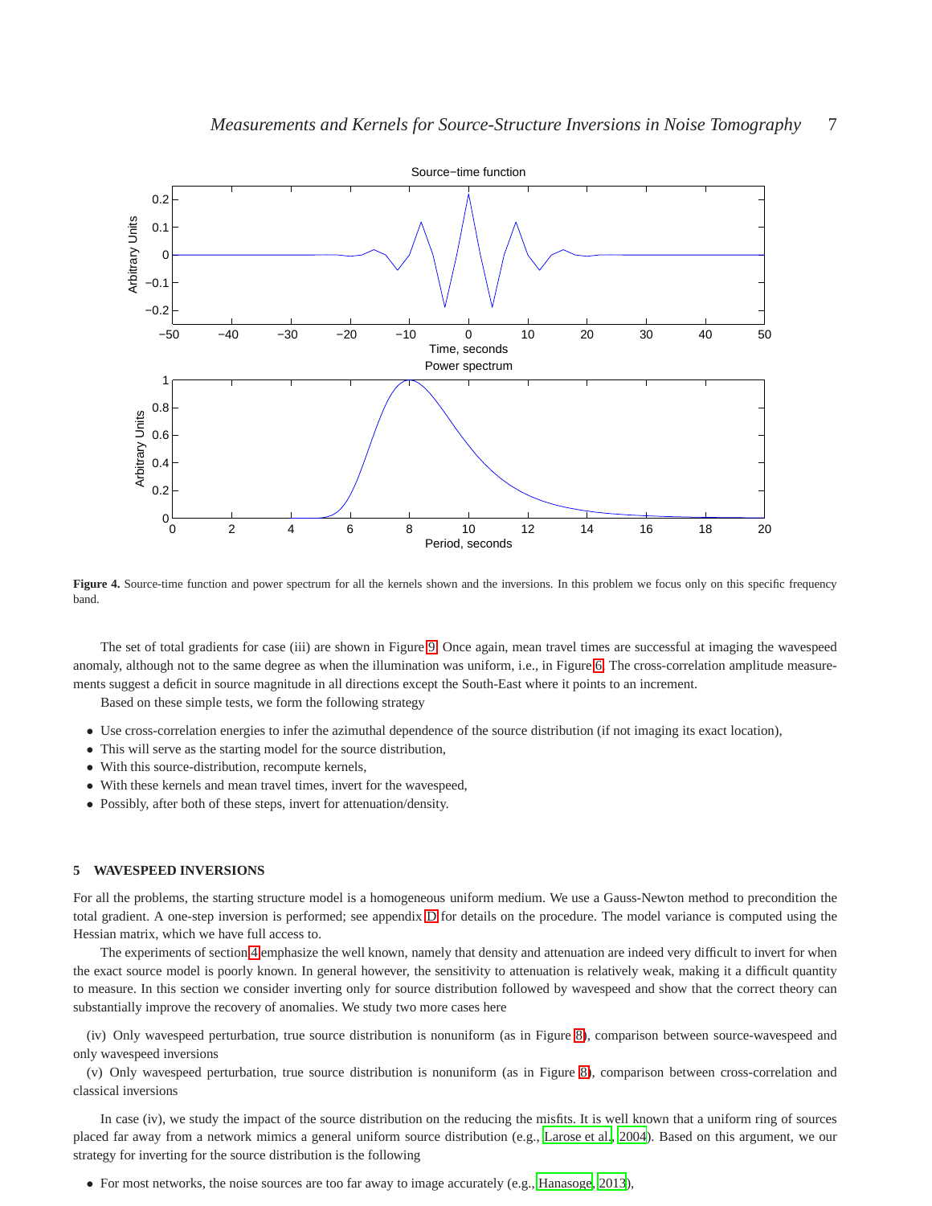**Figure 4.** Source-time function and power spectrum for all the kernels shown and the inversions. In this problem we focus only on this specific frequency band.

The set of total gradients for case (iii) are shown in Figure 9. Once again, mean travel times are successful at imaging the wavespeed anomaly, although not to the same degree as when the illumination was uniform, i.e., in Figure 6. The cross-correlation amplitude measurements suggest a deficit in source magnitude in all directions except the South-East where it points to an increment.

Based on these simple tests, we form the following strategy

- Use cross-correlation energies to infer the azimuthal dependence of the source distribution (if not imaging its exact location),
- This will serve as the starting model for the source distribution,
- With this source-distribution, recompute kernels,
- With these kernels and mean travel times, invert for the wavespeed,
- Possibly, after both of these steps, invert for attenuation/density.

## 5 WAVESPEED INVERSIONS

For all the problems, the starting structure model is a homogeneous uniform medium. We use a Gauss-Newton method to precondition the total gradient. A one-step inversion is performed; see appendix D for details on the procedure. The model variance is computed using the Hessian matrix, which we have full access to.

The experiments of section 4 emphasize the well known, namely that density and attenuation are indeed very difficult to invert for when the exact source model is poorly known. In general however, the sensitivity to attenuation is relatively weak, making it a difficult quantity to measure. In this section we consider inverting only for source distribution followed by wavespeed and show that the correct theory can substantially improve the recovery of anomalies. We study two more cases here

(iv) Only wavespeed perturbation, true source distribution is nonuniform (as in Figure 8), comparison between source-wavespeed and only wavespeed inversions

(v) Only wavespeed perturbation, true source distribution is nonuniform (as in Figure 8), comparison between cross-correlation and classical inversions

In case (iv), we study the impact of the source distribution on the reducing the misfits. It is well known that a uniform ring of sources placed far away from a network mimics a general uniform source distribution (e.g., Larose et al., 2004). Based on this argument, we our strategy for inverting for the source distribution is the following

- For most networks, the noise sources are too far away to image accurately (e.g., Hanasoge, 2013),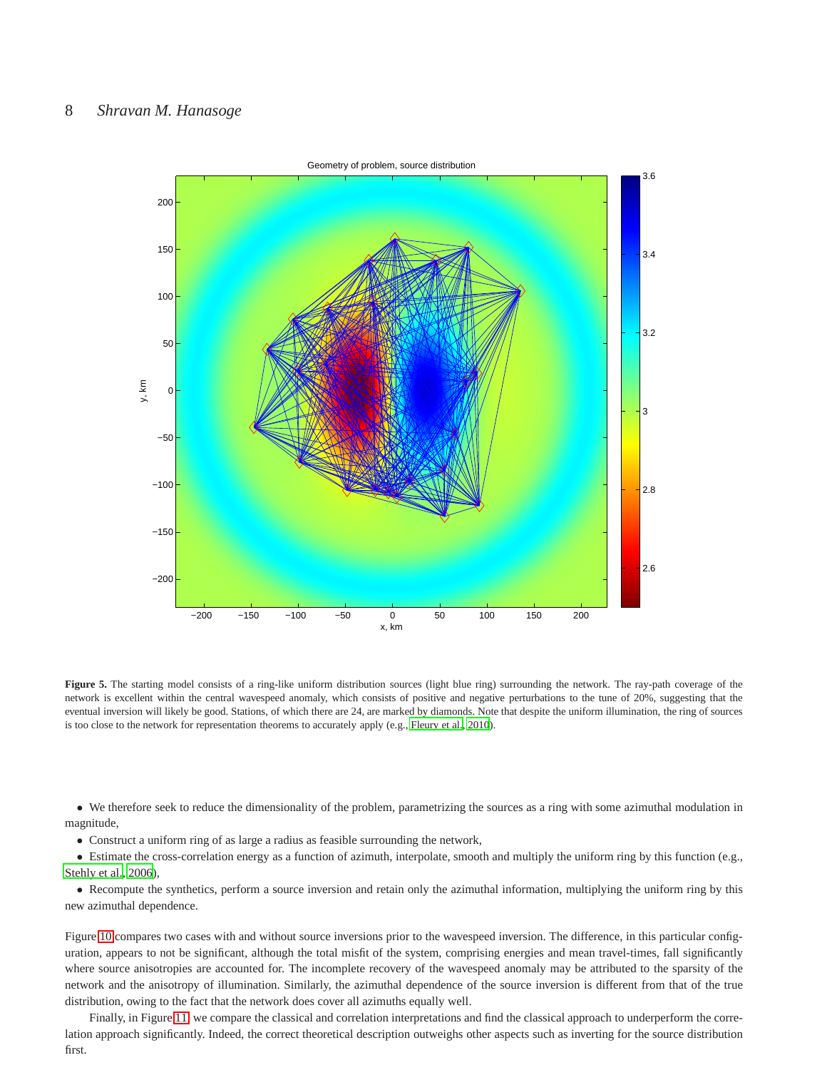**Figure 5.** The starting model consists of a ring-like uniform distribution sources (light blue ring) surrounding the network. The ray-path coverage of the network is excellent within the central wavespeed anomaly, which consists of positive and negative perturbations to the tune of 20%, suggesting that the eventual inversion will likely be good. Stations, of which there are 24, are marked by diamonds. Note that despite the uniform illumination, the ring of sources is too close to the network for representation theorems to accurately apply (e.g., Fleury et al., 2010).

- We therefore seek to reduce the dimensionality of the problem, parametrizing the sources as a ring with some azimuthal modulation in magnitude,
- Construct a uniform ring of as large a radius as feasible surrounding the network,
- Estimate the cross-correlation energy as a function of azimuth, interpolate, smooth and multiply the uniform ring by this function (e.g., Stehly et al., 2006),
- Recompute the synthetics, perform a source inversion and retain only the azimuthal information, multiplying the uniform ring by this new azimuthal dependence.

Figure 10 compares two cases with and without source inversions prior to the wavespeed inversion. The difference, in this particular configuration, appears to not be significant, although the total misfit of the system, comprising energies and mean travel-times, fall significantly where source anisotropies are accounted for. The incomplete recovery of the wavespeed anomaly may be attributed to the sparsity of the network and the anisotropy of illumination. Similarly, the azimuthal dependence of the source inversion is different from that of the true distribution, owing to the fact that the network does cover all azimuths equally well.

Finally, in Figure 11, we compare the classical and correlation interpretations and find the classical approach to underperform the correlation approach significantly. Indeed, the correct theoretical description outweighs other aspects such as inverting for the source distribution first.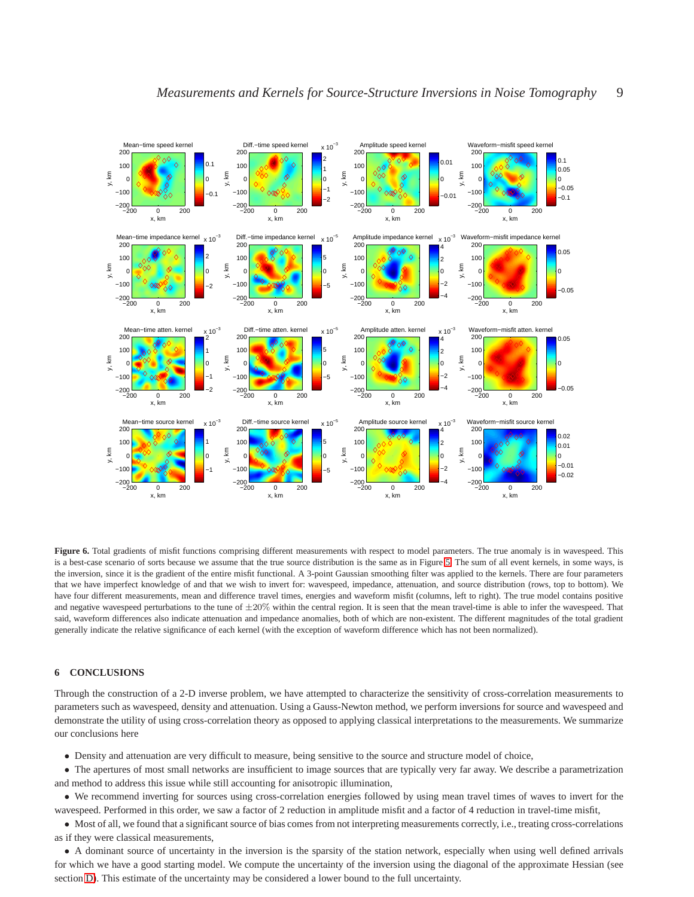**Figure 6.** Total gradients of misfit functions comprising different measurements with respect to model parameters. The true anomaly is in wavespeed. This is a best-case scenario of sorts because we assume that the true source distribution is the same as in Figure 5. The sum of all event kernels, in some ways, is the inversion, since it is the gradient of the entire misfit functional. A 3-point Gaussian smoothing filter was applied to the kernels. There are four parameters that we have imperfect knowledge of and that we wish to invert for: wavespeed, impedance, attenuation, and source distribution (rows, top to bottom). We have four different measurements, mean and difference travel times, energies and waveform misfit (columns, left to right). The true model contains positive and negative wavespeed perturbations to the tune of $\pm 20\%$ within the central region. It is seen that the mean travel-time is able to infer the wavespeed. That said, waveform differences also indicate attenuation and impedance anomalies, both of which are non-existent. The different magnitudes of the total gradient generally indicate the relative significance of each kernel (with the exception of waveform difference which has not been normalized).

## 6 CONCLUSIONS

Through the construction of a 2-D inverse problem, we have attempted to characterize the sensitivity of cross-correlation measurements to parameters such as wavespeed, density and attenuation. Using a Gauss-Newton method, we perform inversions for source and wavespeed and demonstrate the utility of using cross-correlation theory as opposed to applying classical interpretations to the measurements. We summarize our conclusions here

- Density and attenuation are very difficult to measure, being sensitive to the source and structure model of choice,
- The apertures of most small networks are insufficient to image sources that are typically very far away. We describe a parametrization and method to address this issue while still accounting for anisotropic illumination,
- We recommend inverting for sources using cross-correlation energies followed by using mean travel times of waves to invert for the wavespeed. Performed in this order, we saw a factor of 2 reduction in amplitude misfit and a factor of 4 reduction in travel-time misfit,
- Most of all, we found that a significant source of bias comes from not interpreting measurements correctly, i.e., treating cross-correlations as if they were classical measurements,
- A dominant source of uncertainty in the inversion is the sparsity of the station network, especially when using well defined arrivals for which we have a good starting model. We compute the uncertainty of the inversion using the diagonal of the approximate Hessian (see section D). This estimate of the uncertainty may be considered a lower bound to the full uncertainty.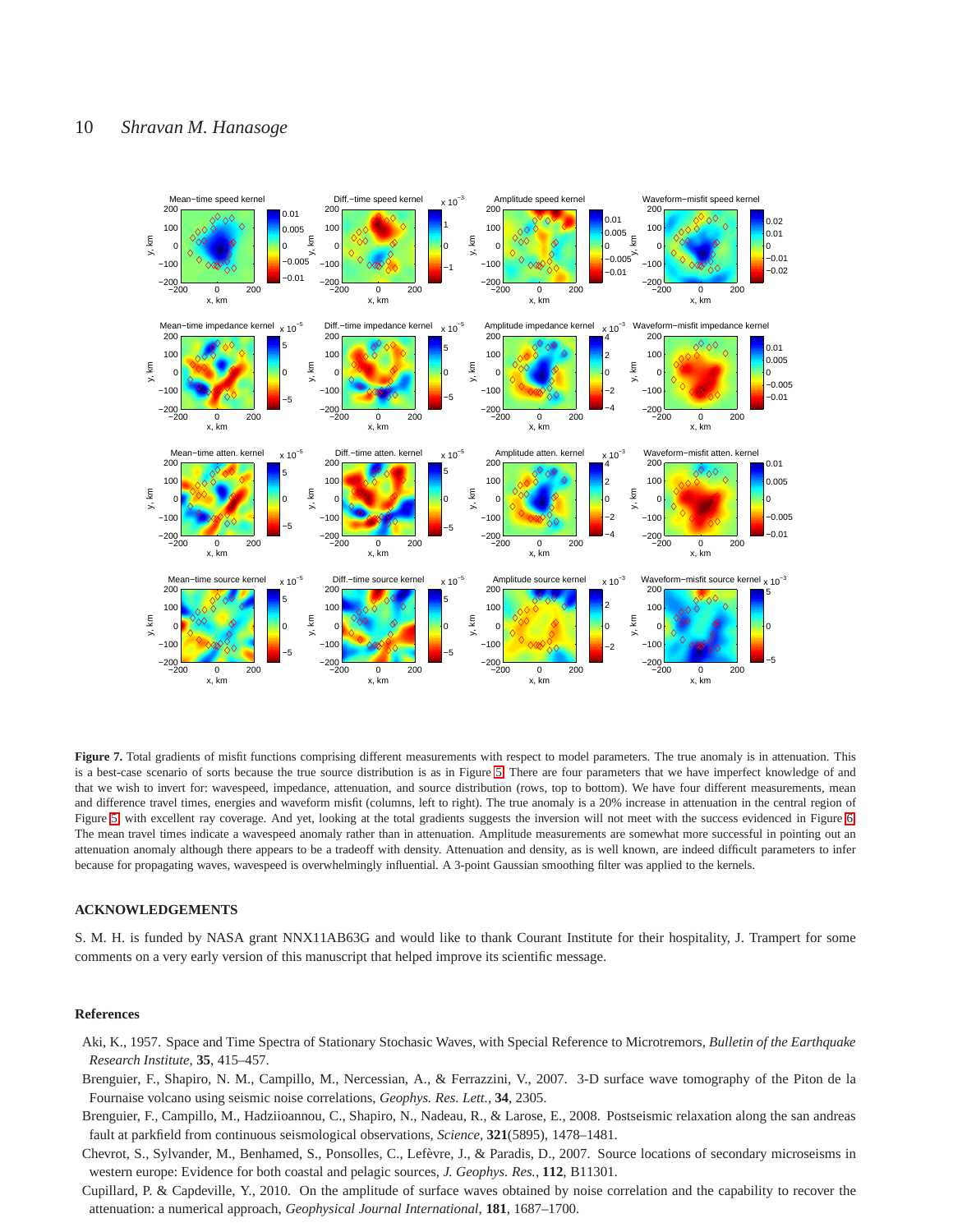**Figure 7.** Total gradients of misfit functions comprising different measurements with respect to model parameters. The true anomaly is in attenuation. This is a best-case scenario of sorts because the true source distribution is as in Figure 5. There are four parameters that we have imperfect knowledge of and that we wish to invert for: wavespeed, impedance, attenuation, and source distribution (rows, top to bottom). We have four different measurements, mean and difference travel times, energies and waveform misfit (columns, left to right). The true anomaly is a 20% increase in attenuation in the central region of Figure 5 with excellent ray coverage. And yet, looking at the total gradients suggests the inversion will not meet with the success evidenced in Figure 6. The mean travel times indicate a wavespeed anomaly rather than in attenuation. Amplitude measurements are somewhat more successful in pointing out an attenuation anomaly although there appears to be a tradeoff with density. Attenuation and density, as is well known, are indeed difficult parameters to infer because for propagating waves, wavespeed is overwhelmingly influential. A 3-point Gaussian smoothing filter was applied to the kernels.

## ACKNOWLEDGEMENTS

S. M. H. is funded by NASA grant NNX11AB63G and would like to thank Courant Institute for their hospitality, J. Trampert for some comments on a very early version of this manuscript that helped improve its scientific message.

## References

Aki, K., 1957. Space and Time Spectra of Stationary Stochastic Waves, with Special Reference to Microtremors, *Bulletin of the Earthquake Research Institute*, **35**, 415–457.

Brenguier, F., Shapiro, N. M., Campillo, M., Nercessian, A., & Ferrazzini, V., 2007. 3-D surface wave tomography of the Piton de la Fournaise volcano using seismic noise correlations, *Geophys. Res. Lett.*, **34**, 2305.

Brenguier, F., Campillo, M., Hadziioannou, C., Shapiro, N., Nadeau, R., & Larose, E., 2008. Postseismic relaxation along the san andreas fault at parkfield from continuous seismological observations, *Science*, **321**(5895), 1478–1481.

Chevrot, S., Sylvander, M., Benhamed, S., Ponsolles, C., Lefèvre, J., & Paradis, D., 2007. Source locations of secondary microseisms in western europe: Evidence for both coastal and pelagic sources, *J. Geophys. Res.*, **112**, B11301.

Cupillard, P. & Capdeville, Y., 2010. On the amplitude of surface waves obtained by noise correlation and the capability to recover the attenuation: a numerical approach, *Geophysical Journal International*, **181**, 1687–1700.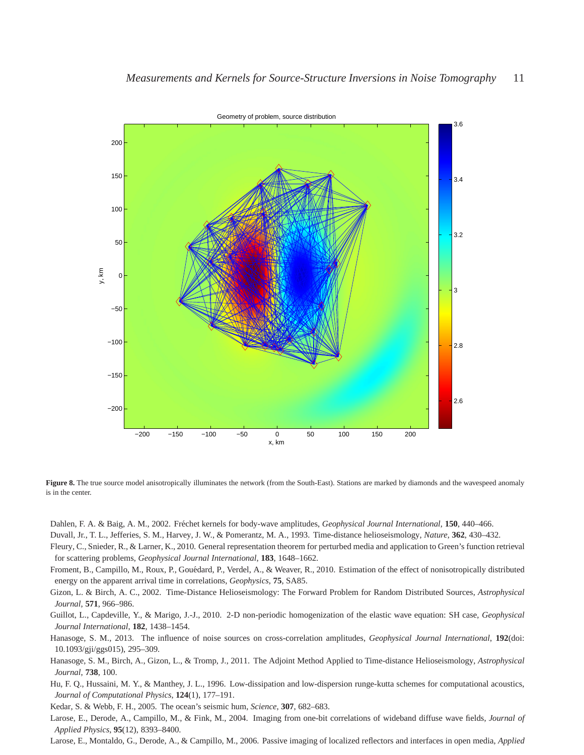**Figure 8.** The true source model anisotropically illuminates the network (from the South-East). Stations are marked by diamonds and the wavespeed anomaly is in the center.

Dahlen, F. A. & Baig, A. M., 2002. Fréchet kernels for body-wave amplitudes, *Geophysical Journal International*, **150**, 440–466.

Duvall, Jr., T. L., Jefferies, S. M., Harvey, J. W., & Pomerantz, M. A., 1993. Time-distance helioseismology, *Nature*, **362**, 430–432.

Fleury, C., Snieder, R., & Larner, K., 2010. General representation theorem for perturbed media and application to Green's function retrieval for scattering problems, *Geophysical Journal International*, **183**, 1648–1662.

Froment, B., Campillo, M., Roux, P., Gouédard, P., Verdel, A., & Weaver, R., 2010. Estimation of the effect of nonisotropically distributed energy on the apparent arrival time in correlations, *Geophysics*, **75**, SA85.

Gizon, L. & Birch, A. C., 2002. Time-Distance Helioseismology: The Forward Problem for Random Distributed Sources, *Astrophysical Journal*, **571**, 966–986.

Guillot, L., Capdeville, Y., & Marigo, J.-J., 2010. 2-D non-periodic homogenization of the elastic wave equation: SH case, *Geophysical Journal International*, **182**, 1438–1454.

Hanasoge, S. M., 2013. The influence of noise sources on cross-correlation amplitudes, *Geophysical Journal International*, **192**(doi: 10.1093/gji/ggs015), 295–309.

Hanasoge, S. M., Birch, A., Gizon, L., & Tromp, J., 2011. The Adjoint Method Applied to Time-distance Helioseismology, *Astrophysical Journal*, **738**, 100.

Hu, F. Q., Hussaini, M. Y., & Manthey, J. L., 1996. Low-dissipation and low-dispersion runge-kutta schemes for computational acoustics, *Journal of Computational Physics*, **124**(1), 177–191.

Kedar, S. & Webb, F. H., 2005. The ocean's seismic hum, *Science*, **307**, 682–683.

Larose, E., Derode, A., Campillo, M., & Fink, M., 2004. Imaging from one-bit correlations of wideband diffuse wave fields, *Journal of Applied Physics*, **95**(12), 8393–8400.

Larose, E., Montaldo, G., Derode, A., & Campillo, M., 2006. Passive imaging of localized reflectors and interfaces in open media, *Applied*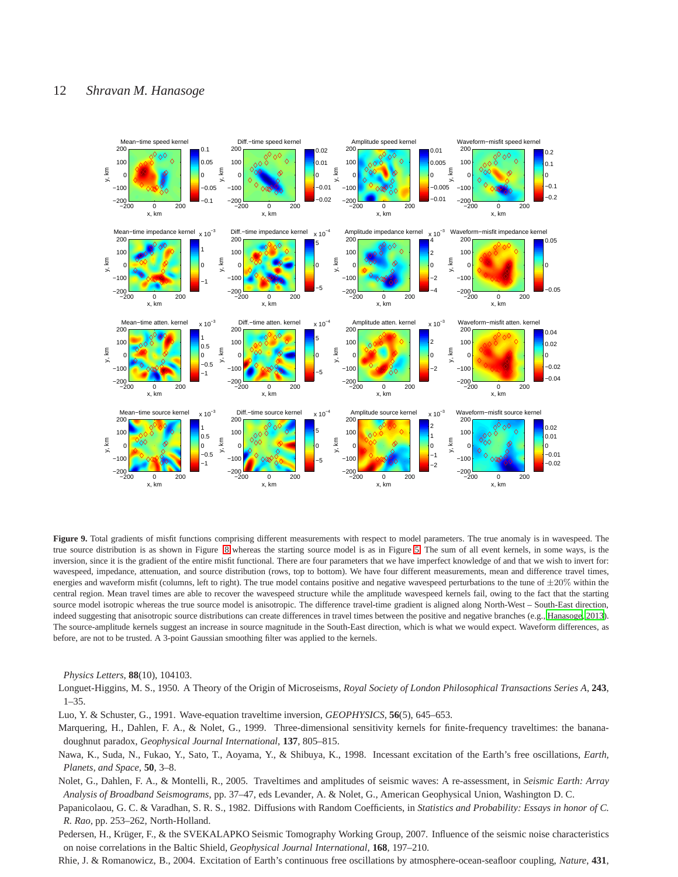**Figure 9.** Total gradients of misfit functions comprising different measurements with respect to model parameters. The true anomaly is in wavespeed. The true source distribution is as shown in Figure 8 whereas the starting source model is as in Figure 5. The sum of all event kernels, in some ways, is the inversion, since it is the gradient of the entire misfit functional. There are four parameters that we have imperfect knowledge of and that we wish to invert for: wavespeed, impedance, attenuation, and source distribution (rows, top to bottom). We have four different measurements, mean and difference travel times, energies and waveform misfit (columns, left to right). The true model contains positive and negative wavespeed perturbations to the tune of $\pm 20\%$ within the central region. Mean travel times are able to recover the wavespeed structure while the amplitude wavespeed kernels fail, owing to the fact that the starting source model isotropic whereas the true source model is anisotropic. The difference travel-time gradient is aligned along North-West – South-East direction, indeed suggesting that anisotropic source distributions can create differences in travel times between the positive and negative branches (e.g., Hanasoge 2013). The source-amplitude kernels suggest an increase in source magnitude in the South-East direction, which is what we would expect. Waveform differences, as before, are not to be trusted. A 3-point Gaussian smoothing filter was applied to the kernels.

*Physics Letters*, **88**(10), 104103.

Longuet-Higgins, M. S., 1950. A Theory of the Origin of Microseisms, *Royal Society of London Philosophical Transactions Series A*, **243**, 1–35.

Luo, Y. & Schuster, G., 1991. Wave-equation traveltime inversion, *GEOPHYSICS*, **56**(5), 645–653.

Marquering, H., Dahlen, F. A., & Nolet, G., 1999. Three-dimensional sensitivity kernels for finite-frequency traveltimes: the banana-doughnut paradox, *Geophysical Journal International*, **137**, 805–815.

Nawa, K., Suda, N., Fukao, Y., Sato, T., Aoyama, Y., & Shibuya, K., 1998. Incessant excitation of the Earth's free oscillations, *Earth, Planets, and Space*, **50**, 3–8.

Nolet, G., Dahlen, F. A., & Montelli, R., 2005. Traveltimes and amplitudes of seismic waves: A re-assessment, in *Seismic Earth: Array Analysis of Broadband Seismograms*, pp. 37–47, eds Levander, A. & Nolet, G., American Geophysical Union, Washington D. C.

Papanicolaou, G. C. & Varadhan, S. R. S., 1982. Diffusions with Random Coefficients, in *Statistics and Probability: Essays in honor of C. R. Rao*, pp. 253–262, North-Holland.

Pedersen, H., Krüger, F., & the SVEKALAPKO Seismic Tomography Working Group, 2007. Influence of the seismic noise characteristics on noise correlations in the Baltic Shield, *Geophysical Journal International*, **168**, 197–210.

Rhie, J. & Romanowicz, B., 2004. Excitation of Earth's continuous free oscillations by atmosphere-ocean-seafloor coupling, *Nature*, **431**,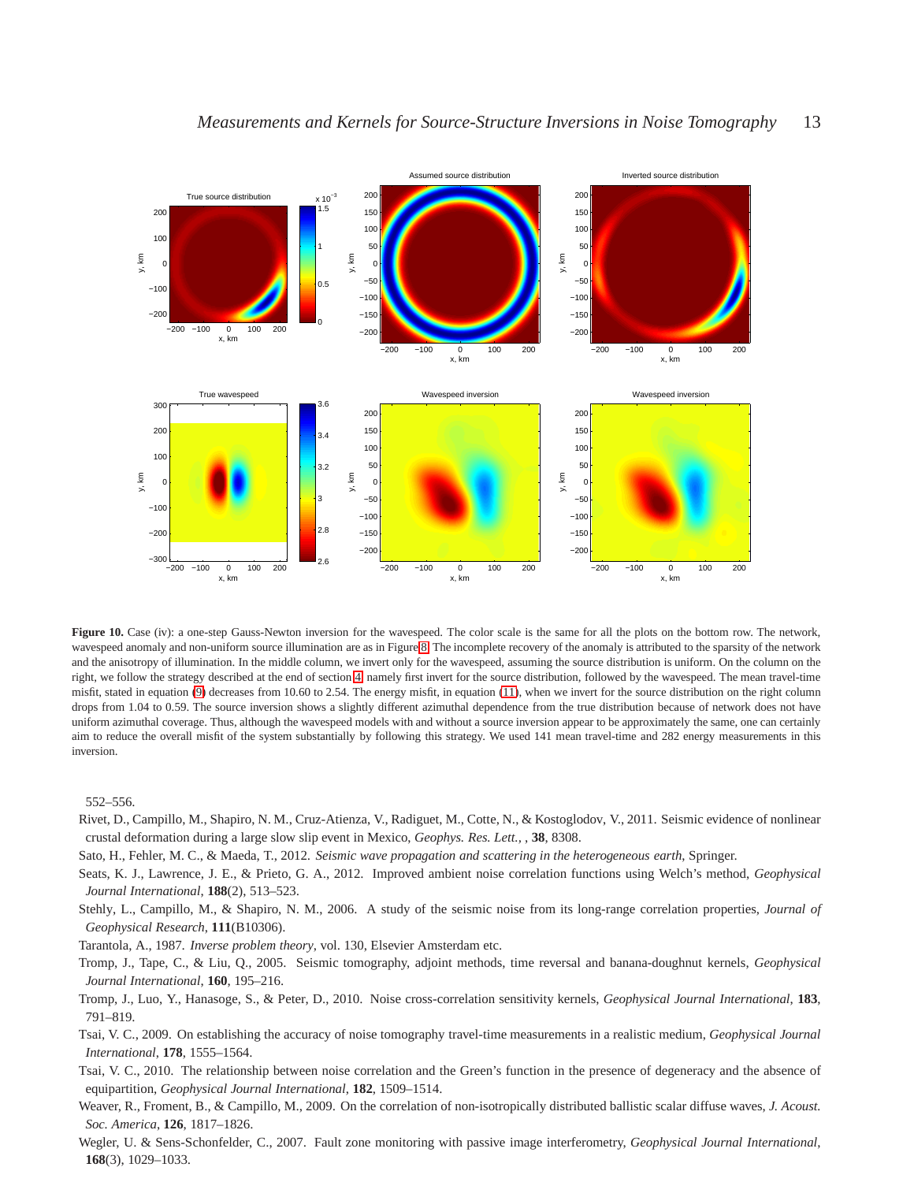**Figure 10.** Case (iv): a one-step Gauss-Newton inversion for the wavespeed. The color scale is the same for all the plots on the bottom row. The network, wavespeed anomaly and non-uniform source illumination are as in Figure 8. The incomplete recovery of the anomaly is attributed to the sparsity of the network and the anisotropy of illumination. In the middle column, we invert only for the wavespeed, assuming the source distribution is uniform. On the column on the right, we follow the strategy described at the end of section 4, namely first invert for the source distribution, followed by the wavespeed. The mean travel-time misfit, stated in equation (9) decreases from 10.60 to 2.54. The energy misfit, in equation (11), when we invert for the source distribution on the right column drops from 1.04 to 0.59. The source inversion shows a slightly different azimuthal dependence from the true distribution because of network does not have uniform azimuthal coverage. Thus, although the wavespeed models with and without a source inversion appear to be approximately the same, one can certainly aim to reduce the overall misfit of the system substantially by following this strategy. We used 141 mean travel-time and 282 energy measurements in this inversion.

552–556.

Rivet, D., Campillo, M., Shapiro, N. M., Cruz-Atienza, V., Radiguet, M., Cotte, N., & Kostoglodov, V., 2011. Seismic evidence of nonlinear crustal deformation during a large slow slip event in Mexico, *Geophys. Res. Lett.*, , **38**, 8308.

Sato, H., Fehler, M. C., & Maeda, T., 2012. *Seismic wave propagation and scattering in the heterogeneous earth*, Springer.

Seats, K. J., Lawrence, J. E., & Prieto, G. A., 2012. Improved ambient noise correlation functions using Welch's method, *Geophysical Journal International*, **188**(2), 513–523.

Stehly, L., Campillo, M., & Shapiro, N. M., 2006. A study of the seismic noise from its long-range correlation properties, *Journal of Geophysical Research*, **111**(B10306).

Tarantola, A., 1987. *Inverse problem theory*, vol. 130, Elsevier Amsterdam etc.

Tromp, J., Tape, C., & Liu, Q., 2005. Seismic tomography, adjoint methods, time reversal and banana-doughnut kernels, *Geophysical Journal International*, **160**, 195–216.

Tromp, J., Luo, Y., Hanasoge, S., & Peter, D., 2010. Noise cross-correlation sensitivity kernels, *Geophysical Journal International*, **183**, 791–819.

Tsai, V. C., 2009. On establishing the accuracy of noise tomography travel-time measurements in a realistic medium, *Geophysical Journal International*, **178**, 1555–1564.

Tsai, V. C., 2010. The relationship between noise correlation and the Green's function in the presence of degeneracy and the absence of equipartition, *Geophysical Journal International*, **182**, 1509–1514.

Weaver, R., Froment, B., & Campillo, M., 2009. On the correlation of non-isotropically distributed ballistic scalar diffuse waves, *J. Acoust. Soc. America*, **126**, 1817–1826.

Wegler, U. & Sens-Schonfelder, C., 2007. Fault zone monitoring with passive image interferometry, *Geophysical Journal International*, **168**(3), 1029–1033.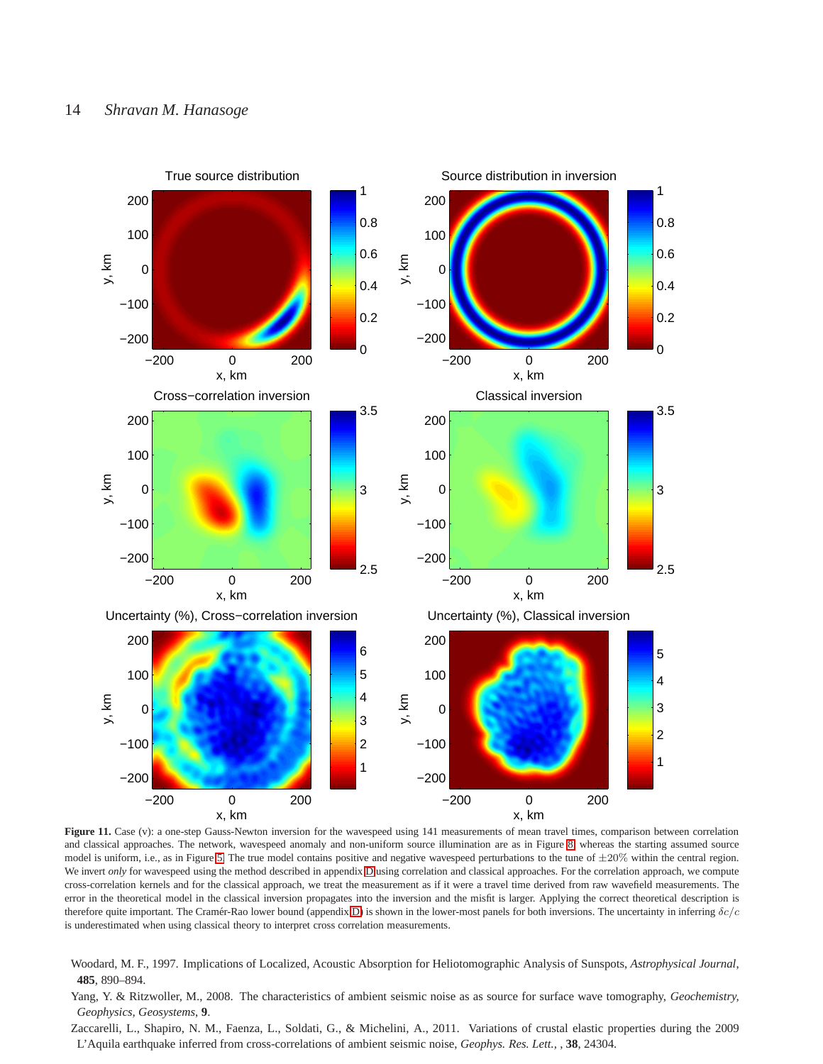**Figure 11.** Case (v): a one-step Gauss-Newton inversion for the wavespeed using 141 measurements of mean travel times, comparison between correlation and classical approaches. The network, wavespeed anomaly and non-uniform source illumination are as in Figure 8, whereas the starting assumed source model is uniform, i.e., as in Figure 5. The true model contains positive and negative wavespeed perturbations to the tune of $\pm 20\%$ within the central region. We invert *only* for wavespeed using the method described in appendix D using correlation and classical approaches. For the correlation approach, we compute cross-correlation kernels and for the classical approach, we treat the measurement as if it were a travel time derived from raw wavefield measurements. The error in the theoretical model in the classical inversion propagates into the inversion and the misfit is larger. Applying the correct theoretical description is therefore quite important. The Cramér-Rao lower bound (appendix D) is shown in the lower-most panels for both inversions. The uncertainty in inferring $\delta c/c$ is underestimated when using classical theory to interpret cross correlation measurements.

Woodard, M. F., 1997. Implications of Localized, Acoustic Absorption for Heliotomographic Analysis of Sunspots, *Astrophysical Journal*, **485**, 890–894.

Yang, Y. & Ritzwoller, M., 2008. The characteristics of ambient seismic noise as as source for surface wave tomography, *Geochemistry, Geophysics, Geosystems*, **9**.

Zaccarelli, L., Shapiro, N. M., Faenza, L., Soldati, G., & Michelini, A., 2011. Variations of crustal elastic properties during the 2009 L'Aquila earthquake inferred from cross-correlations of ambient seismic noise, *Geophys. Res. Lett.*, , **38**, 24304.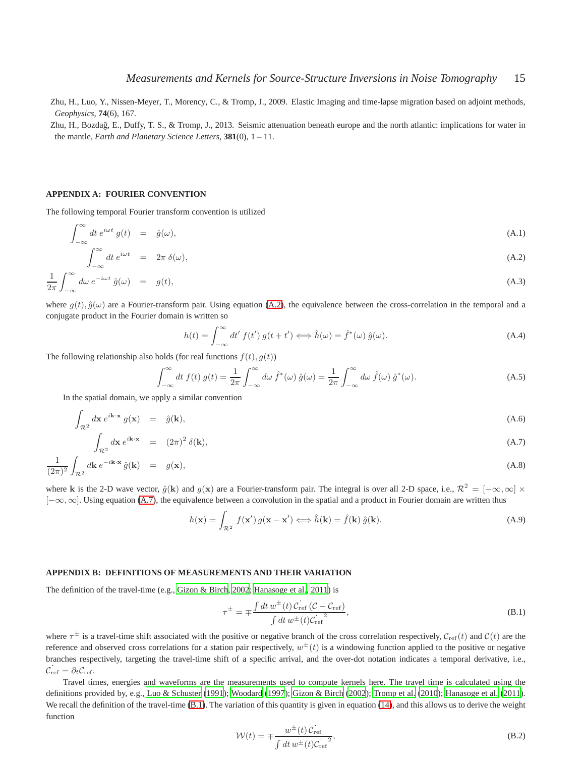Zhu, H., Luo, Y., Nissen-Meyer, T., Morency, C., & Tromp, J., 2009. Elastic Imaging and time-lapse migration based on adjoint methods, *Geophysics*, **74**(6), 167.

Zhu, H., Bozdağ, E., Duffy, T. S., & Tromp, J., 2013. Seismic attenuation beneath europe and the north atlantic: implications for water in the mantle, *Earth and Planetary Science Letters*, **381**(0), 1 – 11.

## APPENDIX A: FOURIER CONVENTION

The following temporal Fourier transform convention is utilized

$$\int_{-\infty}^{\infty} dt\, e^{i\omega t}\, g(t) \;=\; \hat{g}(\omega), \tag{A.1}$$

$$\int_{-\infty}^{\infty} dt\, e^{i\omega t} \;=\; 2\pi\, \delta(\omega), \tag{A.2}$$

$$\frac{1}{2\pi}\int_{-\infty}^{\infty} d\omega\, e^{-i\omega t}\, \hat{g}(\omega) \;=\; g(t), \tag{A.3}$$

where $g(t), \hat{g}(\omega)$ are a Fourier-transform pair. Using equation (A.2), the equivalence between the cross-correlation in the temporal and a conjugate product in the Fourier domain is written so

$$h(t) = \int_{-\infty}^{\infty} dt'\, f(t')\, g(t+t') \Longleftrightarrow \hat{h}(\omega) = \hat{f}^*(\omega)\, \hat{g}(\omega). \tag{A.4}$$

The following relationship also holds (for real functions $f(t), g(t)$)

$$\int_{-\infty}^{\infty} dt\; f(t)\; g(t) = \frac{1}{2\pi}\int_{-\infty}^{\infty} d\omega\; \hat{f}^*(\omega)\; \hat{g}(\omega) = \frac{1}{2\pi}\int_{-\infty}^{\infty} d\omega\; \hat{f}(\omega)\; \hat{g}^*(\omega). \tag{A.5}$$

In the spatial domain, we apply a similar convention

$$\int_{\mathcal{R}^2} d\mathbf{x}\, e^{i\mathbf{k}\cdot\mathbf{x}}\, g(\mathbf{x}) \;=\; \hat{g}(\mathbf{k}), \tag{A.6}$$

$$\int_{\mathcal{R}^2} d\mathbf{x}\, e^{i\mathbf{k}\cdot\mathbf{x}} \;=\; (2\pi)^2\, \delta(\mathbf{k}), \tag{A.7}$$

$$\frac{1}{(2\pi)^2}\int_{\mathcal{R}^2} d\mathbf{k}\, e^{-i\mathbf{k}\cdot\mathbf{x}}\, \hat{g}(\mathbf{k}) \;=\; g(\mathbf{x}), \tag{A.8}$$

where $\mathbf{k}$ is the 2-D wave vector, $\hat{g}(\mathbf{k})$ and $g(\mathbf{x})$ are a Fourier-transform pair. The integral is over all 2-D space, i.e., $\mathcal{R}^2 = [-\infty, \infty] \times [-\infty, \infty]$. Using equation (A.7), the equivalence between a convolution in the spatial and a product in Fourier domain are written thus

$$h(\mathbf{x}) = \int_{\mathcal{R}^2} f(\mathbf{x}')\, g(\mathbf{x}-\mathbf{x}') \Longleftrightarrow \hat{h}(\mathbf{k}) = \hat{f}(\mathbf{k})\, \hat{g}(\mathbf{k}). \tag{A.9}$$

## APPENDIX B: DEFINITIONS OF MEASUREMENTS AND THEIR VARIATION

The definition of the travel-time (e.g., Gizon & Birch, 2002; Hanasoge et al., 2011) is

$$\tau^{\pm} = \mp \frac{\int dt\, w^{\pm}(t)\, \dot{\mathcal{C}}_{\rm ref}\, (\mathcal{C} - \mathcal{C}_{\rm ref})}{\int dt\, w^{\pm}(t) \dot{\mathcal{C}}_{\rm ref}^{\,2}}, \tag{B.1}$$

where $\tau^{\pm}$ is a travel-time shift associated with the positive or negative branch of the cross correlation respectively, $\mathcal{C}_{\rm ref}(t)$ and $\mathcal{C}(t)$ are the reference and observed cross correlations for a station pair respectively, $w^{\pm}(t)$ is a windowing function applied to the positive or negative branches respectively, targeting the travel-time shift of a specific arrival, and the over-dot notation indicates a temporal derivative, i.e., $\dot{\mathcal{C}}_{\rm ref} = \partial_t \mathcal{C}_{\rm ref}$.

Travel times, energies and waveforms are the measurements used to compute kernels here. The travel time is calculated using the definitions provided by, e.g., Luo & Schuster (1991); Woodard (1997); Gizon & Birch (2002); Tromp et al. (2010); Hanasoge et al. (2011). We recall the definition of the travel-time (B.1). The variation of this quantity is given in equation (14), and this allows us to derive the weight function

$$\mathcal{W}(t) = \mp \frac{w^{\pm}(t)\, \dot{\mathcal{C}}_{\rm ref}}{\int dt\, w^{\pm}(t) \dot{\mathcal{C}}_{\rm ref}^{\,2}}, \tag{B.2}$$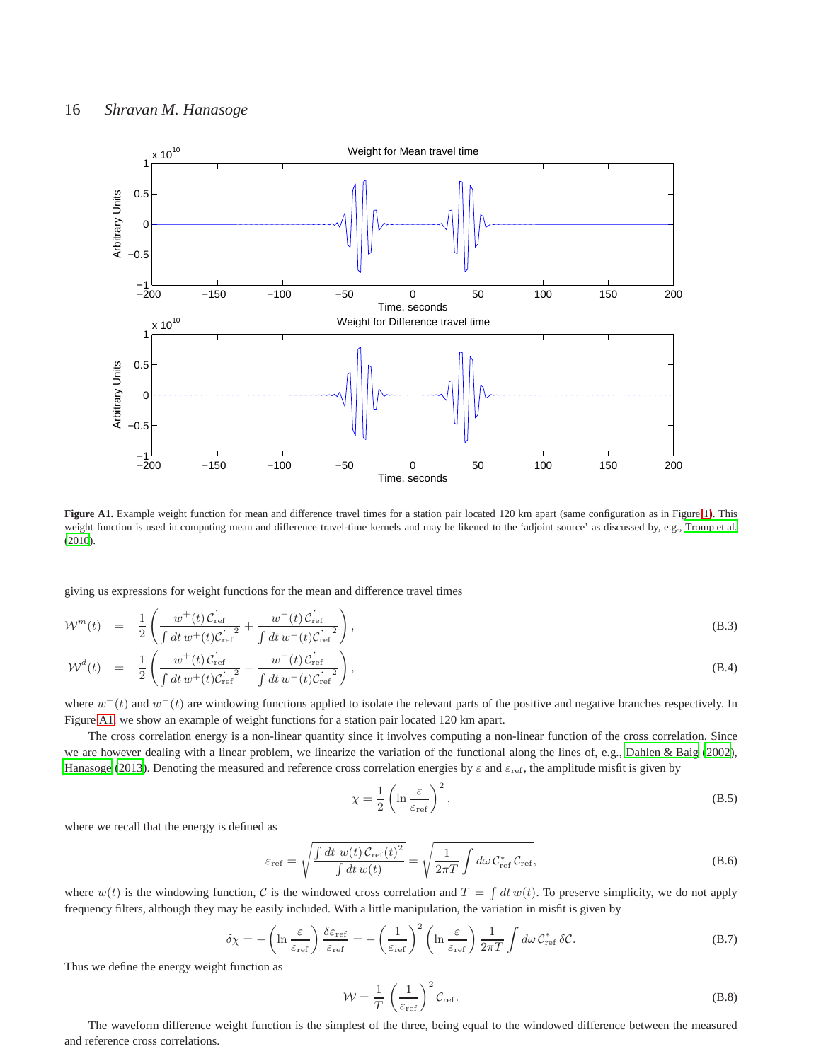**Figure A1.** Example weight function for mean and difference travel times for a station pair located 120 km apart (same configuration as in Figure 1). This weight function is used in computing mean and difference travel-time kernels and may be likened to the 'adjoint source' as discussed by, e.g., Tromp et al. (2010).

giving us expressions for weight functions for the mean and difference travel times

$$\mathcal{W}^m(t) = \frac{1}{2}\left(\frac{w^+(t)\,\dot{\mathcal{C}}_{\rm ref}}{\int dt\, w^+(t)\dot{\mathcal{C}}_{\rm ref}^{\,2}} + \frac{w^-(t)\,\dot{\mathcal{C}}_{\rm ref}}{\int dt\, w^-(t)\dot{\mathcal{C}}_{\rm ref}^{\,2}}\right), \tag{B.3}$$

$$\mathcal{W}^d(t) = \frac{1}{2}\left(\frac{w^+(t)\,\dot{\mathcal{C}}_{\rm ref}}{\int dt\, w^+(t)\dot{\mathcal{C}}_{\rm ref}^{\,2}} - \frac{w^-(t)\,\dot{\mathcal{C}}_{\rm ref}}{\int dt\, w^-(t)\dot{\mathcal{C}}_{\rm ref}^{\,2}}\right), \tag{B.4}$$

where $w^+(t)$ and $w^-(t)$ are windowing functions applied to isolate the relevant parts of the positive and negative branches respectively. In Figure A1, we show an example of weight functions for a station pair located 120 km apart.

The cross correlation energy is a non-linear quantity since it involves computing a non-linear function of the cross correlation. Since we are however dealing with a linear problem, we linearize the variation of the functional along the lines of, e.g., Dahlen & Baig (2002), Hanasoge (2013). Denoting the measured and reference cross correlation energies by $\varepsilon$ and $\varepsilon_{\rm ref}$, the amplitude misfit is given by

$$\chi = \frac{1}{2}\left(\ln\frac{\varepsilon}{\varepsilon_{\rm ref}}\right)^2, \tag{B.5}$$

where we recall that the energy is defined as

$$\varepsilon_{\rm ref} = \sqrt{\frac{\int dt\;\, w(t)\,\mathcal{C}_{\rm ref}(t)^2}{\int dt\, w(t)}} = \sqrt{\frac{1}{2\pi T}\int d\omega\, \mathcal{C}^*_{\rm ref}\,\mathcal{C}_{\rm ref}}, \tag{B.6}$$

where $w(t)$ is the windowing function, $\mathcal{C}$ is the windowed cross correlation and $T = \int dt\, w(t)$. To preserve simplicity, we do not apply frequency filters, although they may be easily included. With a little manipulation, the variation in misfit is given by

$$\delta\chi = -\left(\ln\frac{\varepsilon}{\varepsilon_{\rm ref}}\right)\frac{\delta\varepsilon_{\rm ref}}{\varepsilon_{\rm ref}} = -\left(\frac{1}{\varepsilon_{\rm ref}}\right)^2\left(\ln\frac{\varepsilon}{\varepsilon_{\rm ref}}\right)\frac{1}{2\pi T}\int d\omega\, \mathcal{C}^*_{\rm ref}\,\delta\mathcal{C}. \tag{B.7}$$

Thus we define the energy weight function as

$$\mathcal{W} = \frac{1}{T}\left(\frac{1}{\varepsilon_{\rm ref}}\right)^2\mathcal{C}_{\rm ref}. \tag{B.8}$$

The waveform difference weight function is the simplest of the three, being equal to the windowed difference between the measured and reference cross correlations.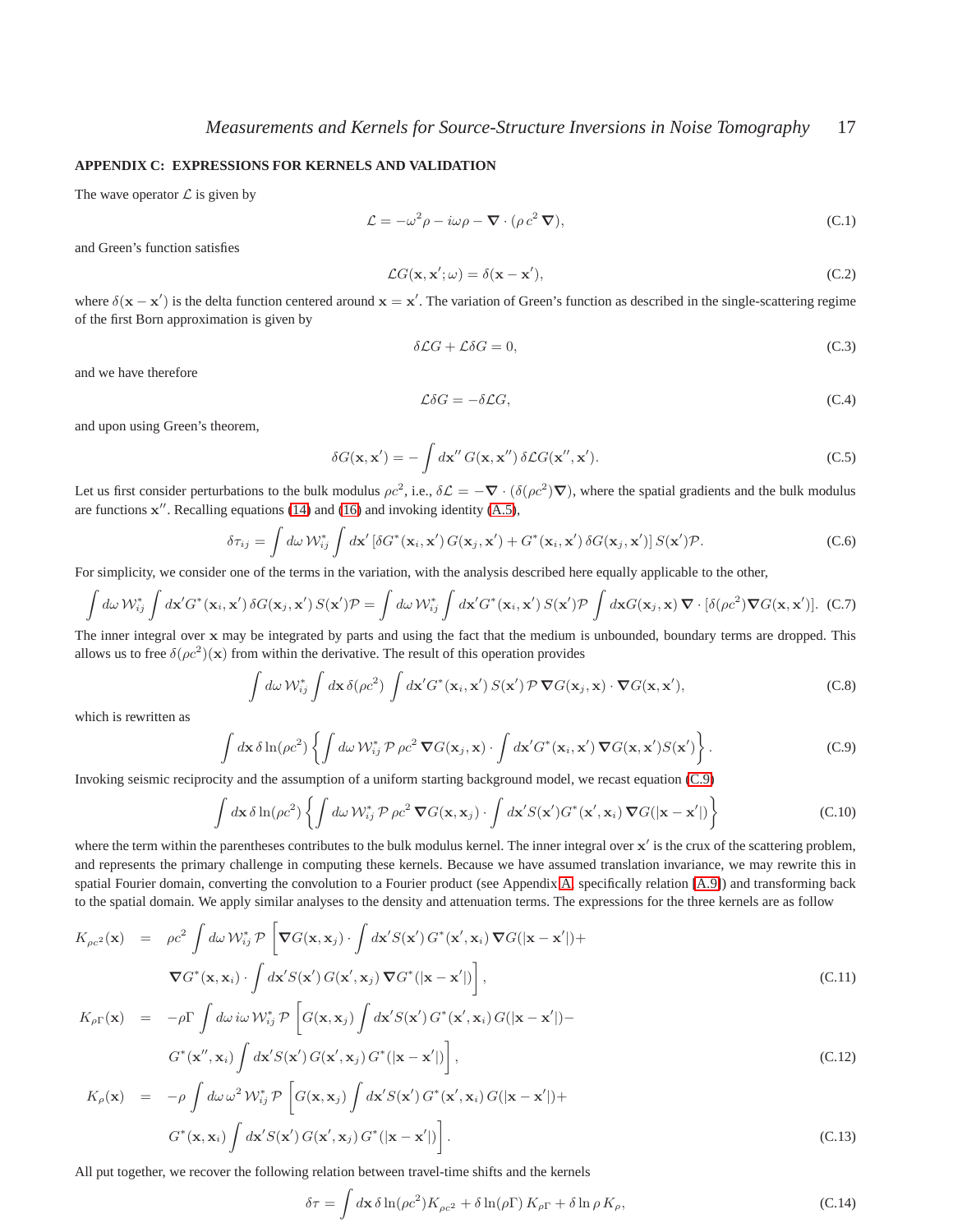## APPENDIX C: EXPRESSIONS FOR KERNELS AND VALIDATION

The wave operator $\mathcal{L}$ is given by

$$\mathcal{L} = -\omega^2 \rho - i\omega\rho - \boldsymbol{\nabla} \cdot (\rho\, c^2\, \boldsymbol{\nabla}), \tag{C.1}$$

and Green's function satisfies

$$\mathcal{L} G(\mathbf{x}, \mathbf{x}'; \omega) = \delta(\mathbf{x} - \mathbf{x}'), \tag{C.2}$$

where $\delta(\mathbf{x} - \mathbf{x}')$ is the delta function centered around $\mathbf{x} = \mathbf{x}'$. The variation of Green's function as described in the single-scattering regime of the first Born approximation is given by

$$\delta\mathcal{L} G + \mathcal{L}\delta G = 0, \tag{C.3}$$

and we have therefore

$$\mathcal{L}\delta G = -\delta\mathcal{L} G, \tag{C.4}$$

and upon using Green's theorem,

$$\delta G(\mathbf{x}, \mathbf{x}') = -\int d\mathbf{x}''\, G(\mathbf{x}, \mathbf{x}'')\, \delta\mathcal{L} G(\mathbf{x}'', \mathbf{x}'). \tag{C.5}$$

Let us first consider perturbations to the bulk modulus $\rho c^2$, i.e., $\delta\mathcal{L} = -\boldsymbol{\nabla} \cdot (\delta(\rho c^2) \boldsymbol{\nabla})$, where the spatial gradients and the bulk modulus are functions $\mathbf{x}''$. Recalling equations (14) and (16) and invoking identity (A.5),

$$\delta\tau_{ij} = \int d\omega\, \mathcal{W}_{ij}^* \int d\mathbf{x}' \left[\delta G^*(\mathbf{x}_i, \mathbf{x}')\, G(\mathbf{x}_j, \mathbf{x}') + G^*(\mathbf{x}_i, \mathbf{x}')\, \delta G(\mathbf{x}_j, \mathbf{x}')\right] S(\mathbf{x}') \mathcal{P}. \tag{C.6}$$

For simplicity, we consider one of the terms in the variation, with the analysis described here equally applicable to the other,

$$\int d\omega\, \mathcal{W}_{ij}^* \int d\mathbf{x}' G^*(\mathbf{x}_i, \mathbf{x}')\, \delta G(\mathbf{x}_j, \mathbf{x}')\, S(\mathbf{x}') \mathcal{P} = \int d\omega\, \mathcal{W}_{ij}^* \int d\mathbf{x}' G^*(\mathbf{x}_i, \mathbf{x}')\, S(\mathbf{x}') \mathcal{P} \int d\mathbf{x} G(\mathbf{x}_j, \mathbf{x})\, \boldsymbol{\nabla} \cdot [\delta(\rho c^2) \boldsymbol{\nabla} G(\mathbf{x}, \mathbf{x}')]. \tag{C.7}$$

The inner integral over $\mathbf{x}$ may be integrated by parts and using the fact that the medium is unbounded, boundary terms are dropped. This allows us to free $\delta(\rho c^2)(\mathbf{x})$ from within the derivative. The result of this operation provides

$$\int d\omega\, \mathcal{W}_{ij}^* \int d\mathbf{x}\, \delta(\rho c^2) \int d\mathbf{x}' G^*(\mathbf{x}_i, \mathbf{x}')\, S(\mathbf{x}')\, \mathcal{P}\, \boldsymbol{\nabla} G(\mathbf{x}_j, \mathbf{x}) \cdot \boldsymbol{\nabla} G(\mathbf{x}, \mathbf{x}'), \tag{C.8}$$

which is rewritten as

$$\int d\mathbf{x}\, \delta \ln(\rho c^2) \left\{ \int d\omega\, \mathcal{W}_{ij}^*\, \mathcal{P}\, \rho c^2\, \boldsymbol{\nabla} G(\mathbf{x}_j, \mathbf{x}) \cdot \int d\mathbf{x}' G^*(\mathbf{x}_i, \mathbf{x}')\, \boldsymbol{\nabla} G(\mathbf{x}, \mathbf{x}') S(\mathbf{x}') \right\}. \tag{C.9}$$

Invoking seismic reciprocity and the assumption of a uniform starting background model, we recast equation (C.9)

$$\int d\mathbf{x}\, \delta \ln(\rho c^2) \left\{ \int d\omega\, \mathcal{W}_{ij}^*\, \mathcal{P}\, \rho c^2\, \boldsymbol{\nabla} G(\mathbf{x}, \mathbf{x}_j) \cdot \int d\mathbf{x}' S(\mathbf{x}') G^*(\mathbf{x}', \mathbf{x}_i)\, \boldsymbol{\nabla} G(|\mathbf{x} - \mathbf{x}'|) \right\} \tag{C.10}$$

where the term within the parentheses contributes to the bulk modulus kernel. The inner integral over $\mathbf{x}'$ is the crux of the scattering problem, and represents the primary challenge in computing these kernels. Because we have assumed translation invariance, we may rewrite this in spatial Fourier domain, converting the convolution to a Fourier product (see Appendix A, specifically relation (A.9)) and transforming back to the spatial domain. We apply similar analyses to the density and attenuation terms. The expressions for the three kernels are as follow

$$\begin{aligned}
K_{\rho c^2}(\mathbf{x}) \;&=\; \rho c^2 \int d\omega\, \mathcal{W}_{ij}^*\, \mathcal{P} \left[ \boldsymbol{\nabla} G(\mathbf{x}, \mathbf{x}_j) \cdot \int d\mathbf{x}' S(\mathbf{x}')\, G^*(\mathbf{x}', \mathbf{x}_i)\, \boldsymbol{\nabla} G(|\mathbf{x} - \mathbf{x}'|) + \right. \\
&\left. \boldsymbol{\nabla} G^*(\mathbf{x}, \mathbf{x}_i) \cdot \int d\mathbf{x}' S(\mathbf{x}')\, G(\mathbf{x}', \mathbf{x}_j)\, \boldsymbol{\nabla} G^*(|\mathbf{x} - \mathbf{x}'|) \right],
\end{aligned} \tag{C.11}$$

$$\begin{aligned}
K_{\rho\Gamma}(\mathbf{x}) \;&=\; -\rho\Gamma \int d\omega\, i\omega\, \mathcal{W}_{ij}^*\, \mathcal{P} \left[ G(\mathbf{x}, \mathbf{x}_j) \int d\mathbf{x}' S(\mathbf{x}')\, G^*(\mathbf{x}', \mathbf{x}_i)\, G(|\mathbf{x} - \mathbf{x}'|) - \right. \\
&\left. G^*(\mathbf{x}'', \mathbf{x}_i) \int d\mathbf{x}' S(\mathbf{x}')\, G(\mathbf{x}', \mathbf{x}_j)\, G^*(|\mathbf{x} - \mathbf{x}'|) \right],
\end{aligned} \tag{C.12}$$

$$\begin{aligned}
K_{\rho}(\mathbf{x}) \;&=\; -\rho \int d\omega\, \omega^2\, \mathcal{W}_{ij}^*\, \mathcal{P} \left[ G(\mathbf{x}, \mathbf{x}_j) \int d\mathbf{x}' S(\mathbf{x}')\, G^*(\mathbf{x}', \mathbf{x}_i)\, G(|\mathbf{x} - \mathbf{x}'|) + \right. \\
&\left. G^*(\mathbf{x}, \mathbf{x}_i) \int d\mathbf{x}' S(\mathbf{x}')\, G(\mathbf{x}', \mathbf{x}_j)\, G^*(|\mathbf{x} - \mathbf{x}'|) \right].
\end{aligned} \tag{C.13}$$

All put together, we recover the following relation between travel-time shifts and the kernels

$$\delta\tau = \int d\mathbf{x}\, \delta \ln(\rho c^2) K_{\rho c^2} + \delta \ln(\rho\Gamma)\, K_{\rho\Gamma} + \delta \ln\rho\, K_{\rho}, \tag{C.14}$$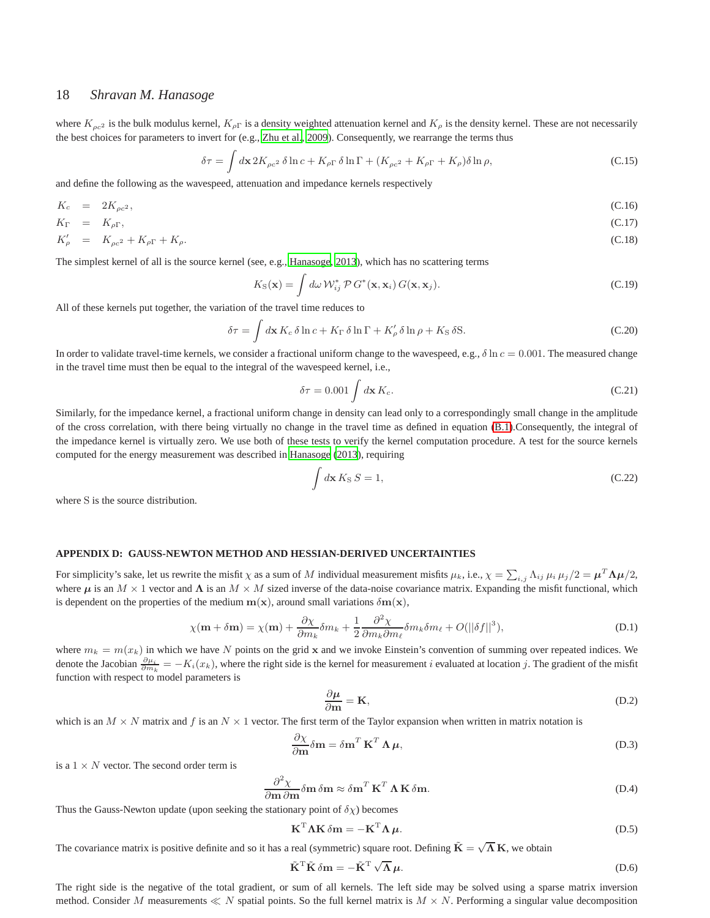where $K_{\rho c^2}$ is the bulk modulus kernel, $K_{\rho\Gamma}$ is a density weighted attenuation kernel and $K_\rho$ is the density kernel. These are not necessarily the best choices for parameters to invert for (e.g., Zhu et al., 2009). Consequently, we rearrange the terms thus

$$\delta\tau = \int d\mathbf{x}\, 2K_{\rho c^2}\,\delta\ln c + K_{\rho\Gamma}\,\delta\ln\Gamma + (K_{\rho c^2} + K_{\rho\Gamma} + K_\rho)\delta\ln\rho, \tag{C.15}$$

and define the following as the wavespeed, attenuation and impedance kernels respectively

$$K_c = 2K_{\rho c^2}, \tag{C.16}$$

$$K_\Gamma = K_{\rho\Gamma}, \tag{C.17}$$

$$K'_\rho = K_{\rho c^2} + K_{\rho\Gamma} + K_\rho. \tag{C.18}$$

The simplest kernel of all is the source kernel (see, e.g., Hanasoge, 2013), which has no scattering terms

$$K_{\rm S}(\mathbf{x}) = \int d\omega\, \mathcal{W}^*_{ij}\,\mathcal{P}\,G^*(\mathbf{x},\mathbf{x}_i)\,G(\mathbf{x},\mathbf{x}_j). \tag{C.19}$$

All of these kernels put together, the variation of the travel time reduces to

$$\delta\tau = \int d\mathbf{x}\, K_c\,\delta\ln c + K_\Gamma\,\delta\ln\Gamma + K'_\rho\,\delta\ln\rho + K_{\rm S}\,\delta{\rm S}. \tag{C.20}$$

In order to validate travel-time kernels, we consider a fractional uniform change to the wavespeed, e.g., $\delta\ln c = 0.001$. The measured change in the travel time must then be equal to the integral of the wavespeed kernel, i.e.,

$$\delta\tau = 0.001\int d\mathbf{x}\, K_c. \tag{C.21}$$

Similarly, for the impedance kernel, a fractional uniform change in density can lead only to a correspondingly small change in the amplitude of the cross correlation, with there being virtually no change in the travel time as defined in equation (B.1).Consequently, the integral of the impedance kernel is virtually zero. We use both of these tests to verify the kernel computation procedure. A test for the source kernels computed for the energy measurement was described in Hanasoge (2013), requiring

$$\int d\mathbf{x}\, K_{\rm S}\, S = 1, \tag{C.22}$$

where S is the source distribution.

## APPENDIX D: GAUSS-NEWTON METHOD AND HESSIAN-DERIVED UNCERTAINTIES

For simplicity's sake, let us rewrite the misfit $\chi$ as a sum of $M$ individual measurement misfits $\mu_k$, i.e., $\chi = \sum_{i,j}\Lambda_{ij}\,\mu_i\,\mu_j/2 = \boldsymbol{\mu}^T\boldsymbol{\Lambda}\boldsymbol{\mu}/2$, where $\boldsymbol{\mu}$ is an $M\times 1$ vector and $\boldsymbol{\Lambda}$ is an $M\times M$ sized inverse of the data-noise covariance matrix. Expanding the misfit functional, which is dependent on the properties of the medium $\mathbf{m}(\mathbf{x})$, around small variations $\delta\mathbf{m}(\mathbf{x})$,

$$\chi(\mathbf{m}+\delta\mathbf{m}) = \chi(\mathbf{m}) + \frac{\partial\chi}{\partial m_k}\delta m_k + \frac{1}{2}\frac{\partial^2\chi}{\partial m_k\partial m_\ell}\delta m_k\delta m_\ell + O(||\delta f||^3), \tag{D.1}$$

where $m_k = m(x_k)$ in which we have $N$ points on the grid $\mathbf{x}$ and we invoke Einstein's convention of summing over repeated indices. We denote the Jacobian $\frac{\partial\mu_i}{\partial m_k} = -K_i(x_k)$, where the right side is the kernel for measurement $i$ evaluated at location $j$. The gradient of the misfit function with respect to model parameters is

$$\frac{\partial\boldsymbol{\mu}}{\partial\mathbf{m}} = \mathbf{K}, \tag{D.2}$$

which is an $M\times N$ matrix and $f$ is an $N\times 1$ vector. The first term of the Taylor expansion when written in matrix notation is

$$\frac{\partial\chi}{\partial\mathbf{m}}\delta\mathbf{m} = \delta\mathbf{m}^T\,\mathbf{K}^T\,\boldsymbol{\Lambda}\,\boldsymbol{\mu}, \tag{D.3}$$

is a $1\times N$ vector. The second order term is

$$\frac{\partial^2\chi}{\partial\mathbf{m}\,\partial\mathbf{m}}\delta\mathbf{m}\,\delta\mathbf{m} \approx \delta\mathbf{m}^T\,\mathbf{K}^T\,\boldsymbol{\Lambda}\,\mathbf{K}\,\delta\mathbf{m}. \tag{D.4}$$

Thus the Gauss-Newton update (upon seeking the stationary point of $\delta\chi$) becomes

$$\mathbf{K}^{\rm T}\boldsymbol{\Lambda}\mathbf{K}\,\delta\mathbf{m} = -\mathbf{K}^{\rm T}\boldsymbol{\Lambda}\,\boldsymbol{\mu}. \tag{D.5}$$

The covariance matrix is positive definite and so it has a real (symmetric) square root. Defining $\tilde{\mathbf{K}} = \sqrt{\boldsymbol{\Lambda}}\,\mathbf{K}$, we obtain

$$\tilde{\mathbf{K}}^{\rm T}\tilde{\mathbf{K}}\,\delta\mathbf{m} = -\tilde{\mathbf{K}}^{\rm T}\sqrt{\boldsymbol{\Lambda}}\,\boldsymbol{\mu}. \tag{D.6}$$

The right side is the negative of the total gradient, or sum of all kernels. The left side may be solved using a sparse matrix inversion method. Consider $M$ measurements $\ll N$ spatial points. So the full kernel matrix is $M\times N$. Performing a singular value decomposition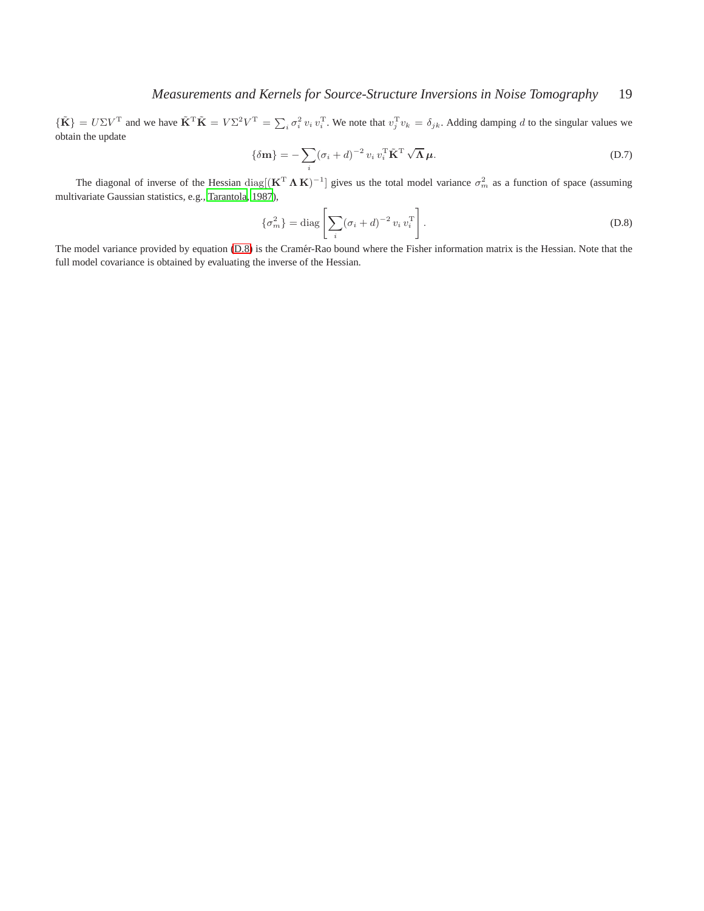$\{\tilde{\mathbf{K}}\} = U\Sigma V^{\mathrm{T}}$ and we have $\tilde{\mathbf{K}}^{\mathrm{T}}\tilde{\mathbf{K}} = V\Sigma^2 V^{\mathrm{T}} = \sum_i \sigma_i^2\, v_i\, v_i^{\mathrm{T}}$. We note that $v_j^{\mathrm{T}} v_k = \delta_{jk}$. Adding damping $d$ to the singular values we obtain the update

$$\{\delta\mathbf{m}\} = -\sum_i (\sigma_i + d)^{-2}\, v_i\, v_i^{\mathrm{T}} \tilde{\mathbf{K}}^{\mathrm{T}} \sqrt{\mathbf{\Lambda}}\, \boldsymbol{\mu}. \tag{D.7}$$

The diagonal of inverse of the Hessian $\mathrm{diag}[(\mathbf{K}^{\mathrm{T}}\, \mathbf{\Lambda}\, \mathbf{K})^{-1}]$ gives us the total model variance $\sigma_m^2$ as a function of space (assuming multivariate Gaussian statistics, e.g., Tarantola, 1987),

$$\{\sigma_m^2\} = \mathrm{diag}\left[\sum_i (\sigma_i + d)^{-2}\, v_i\, v_i^{\mathrm{T}}\right]. \tag{D.8}$$

The model variance provided by equation (D.8) is the Cramér-Rao bound where the Fisher information matrix is the Hessian. Note that the full model covariance is obtained by evaluating the inverse of the Hessian.